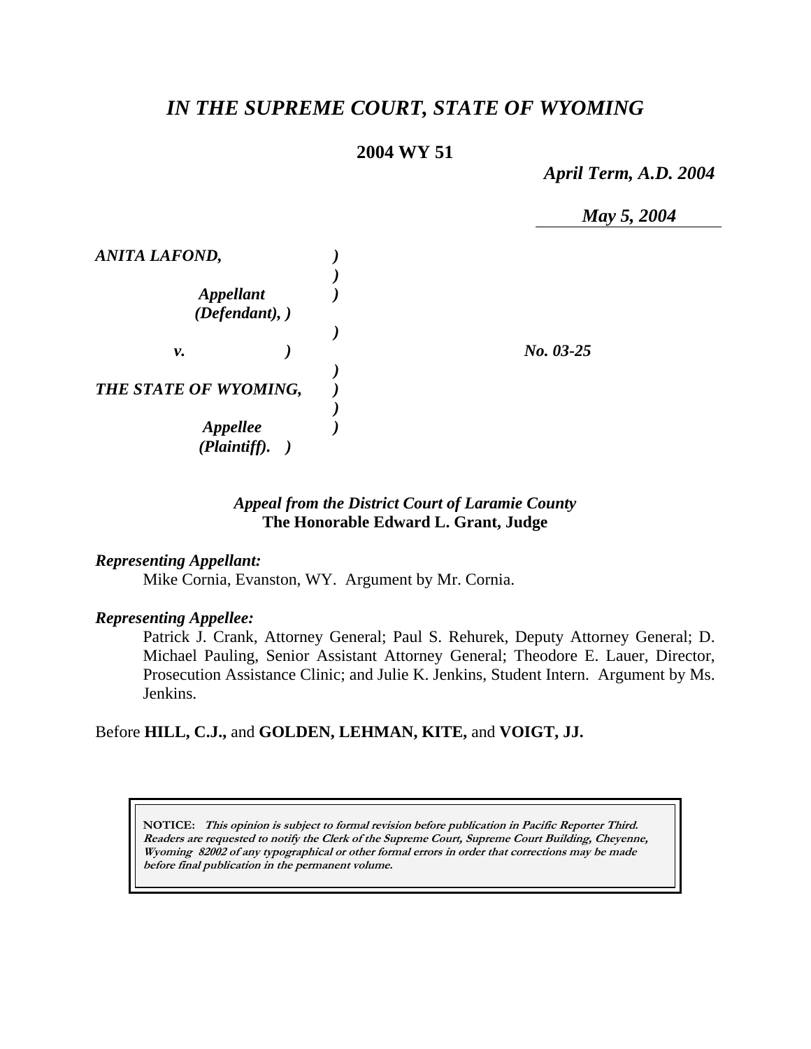# *IN THE SUPREME COURT, STATE OF WYOMING*

**2004 WY 51**

*April Term, A.D. 2004*

*May 5, 2004*

| | | |
|---|---|---|
| ***ANITA LAFOND,*** | ***)*** | |
| | ***)*** | |
| ***Appellant (Defendant),*** | ***)*** | |
| | ***)*** | |
| ***v.*** | ***)*** | ***No. 03-25*** |
| | ***)*** | |
| ***THE STATE OF WYOMING,*** | ***)*** | |
| | ***)*** | |
| ***Appellee (Plaintiff).*** | ***)*** | |

*Appeal from the District Court of Laramie County*
**The Honorable Edward L. Grant, Judge**

***Representing Appellant:***

Mike Cornia, Evanston, WY. Argument by Mr. Cornia.

***Representing Appellee:***

Patrick J. Crank, Attorney General; Paul S. Rehurek, Deputy Attorney General; D. Michael Pauling, Senior Assistant Attorney General; Theodore E. Lauer, Director, Prosecution Assistance Clinic; and Julie K. Jenkins, Student Intern. Argument by Ms. Jenkins.

Before **HILL, C.J.,** and **GOLDEN, LEHMAN, KITE,** and **VOIGT, JJ.**

**NOTICE:** ***This opinion is subject to formal revision before publication in Pacific Reporter Third. Readers are requested to notify the Clerk of the Supreme Court, Supreme Court Building, Cheyenne, Wyoming 82002 of any typographical or other formal errors in order that corrections may be made before final publication in the permanent volume.***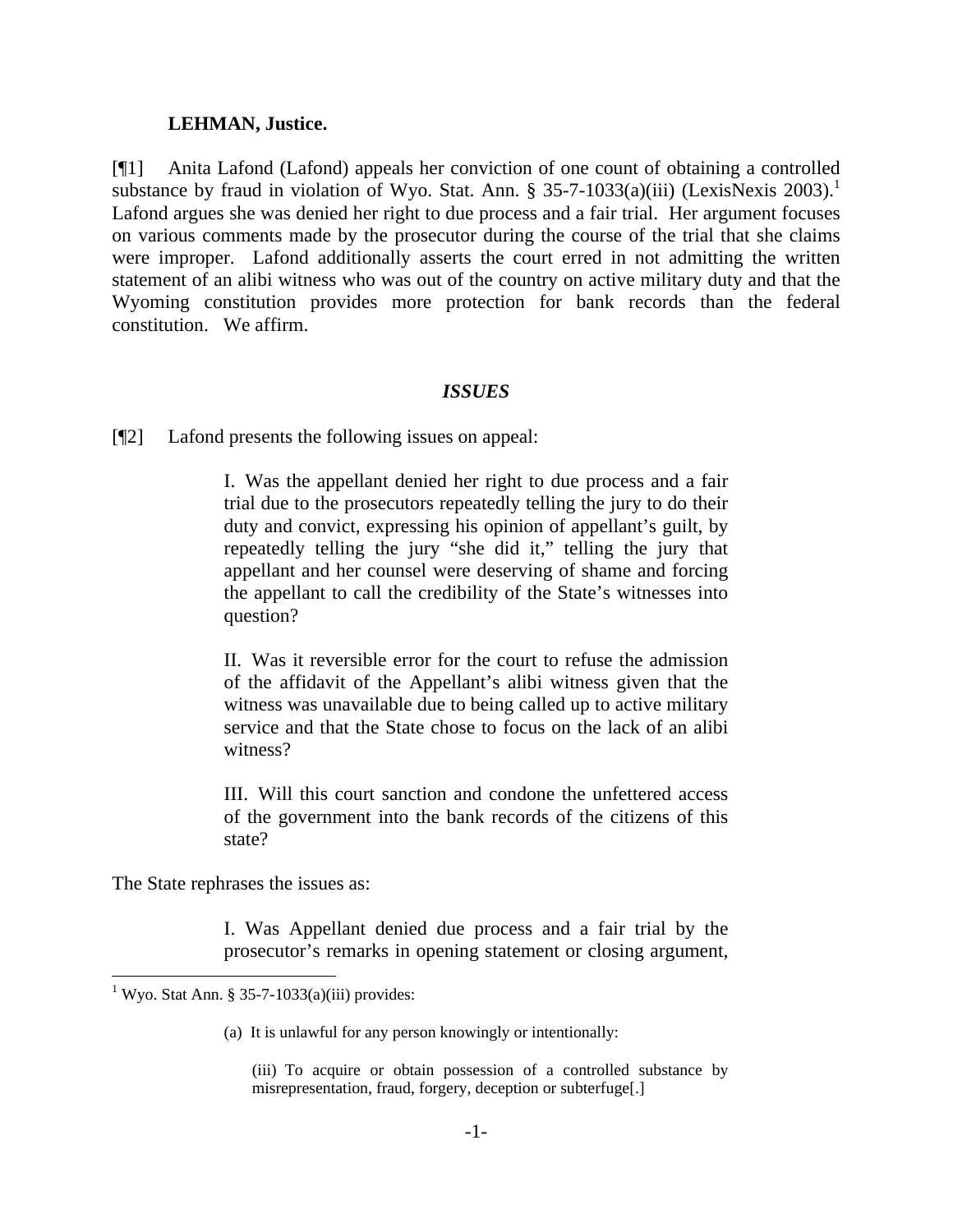**LEHMAN, Justice.**

[¶1] Anita Lafond (Lafond) appeals her conviction of one count of obtaining a controlled substance by fraud in violation of Wyo. Stat. Ann. § 35-7-1033(a)(iii) (LexisNexis 2003).[1] Lafond argues she was denied her right to due process and a fair trial. Her argument focuses on various comments made by the prosecutor during the course of the trial that she claims were improper. Lafond additionally asserts the court erred in not admitting the written statement of an alibi witness who was out of the country on active military duty and that the Wyoming constitution provides more protection for bank records than the federal constitution. We affirm.

### *ISSUES*

[¶2] Lafond presents the following issues on appeal:

> I. Was the appellant denied her right to due process and a fair trial due to the prosecutors repeatedly telling the jury to do their duty and convict, expressing his opinion of appellant's guilt, by repeatedly telling the jury "she did it," telling the jury that appellant and her counsel were deserving of shame and forcing the appellant to call the credibility of the State's witnesses into question?
>
> II. Was it reversible error for the court to refuse the admission of the affidavit of the Appellant's alibi witness given that the witness was unavailable due to being called up to active military service and that the State chose to focus on the lack of an alibi witness?
>
> III. Will this court sanction and condone the unfettered access of the government into the bank records of the citizens of this state?

The State rephrases the issues as:

> I. Was Appellant denied due process and a fair trial by the prosecutor's remarks in opening statement or closing argument,

---

[1] Wyo. Stat Ann. § 35-7-1033(a)(iii) provides:

> (a) It is unlawful for any person knowingly or intentionally:
>
> (iii) To acquire or obtain possession of a controlled substance by misrepresentation, fraud, forgery, deception or subterfuge[.]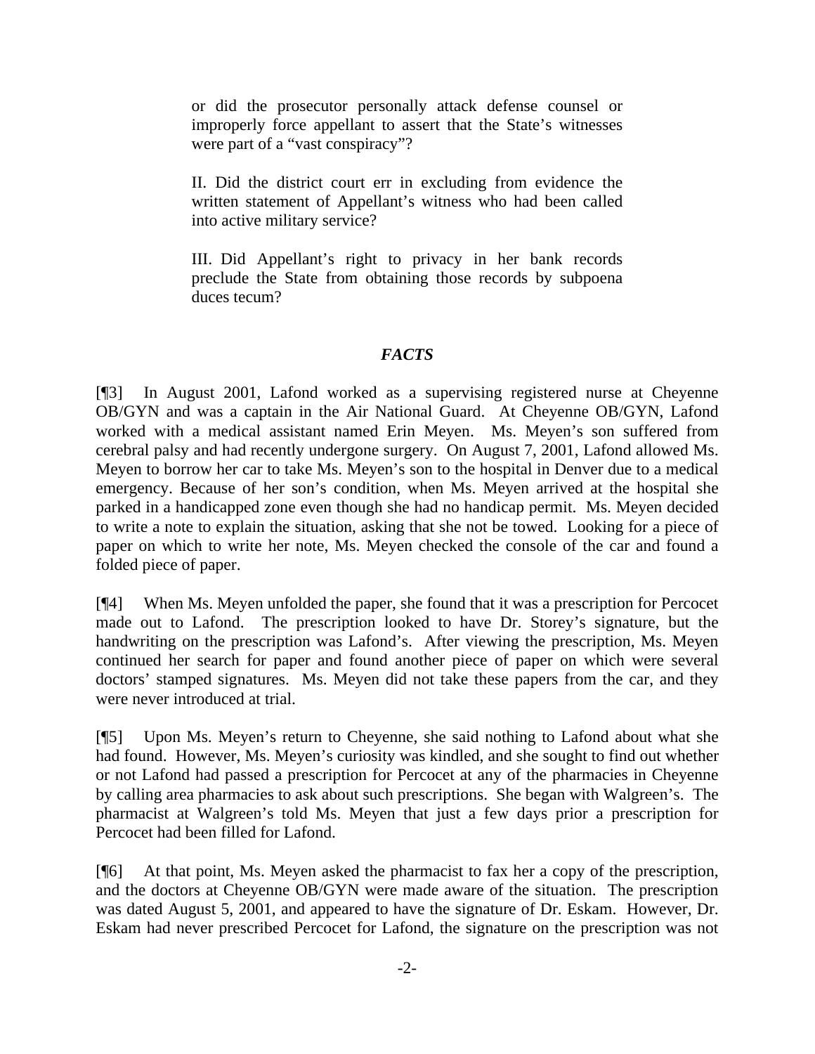or did the prosecutor personally attack defense counsel or improperly force appellant to assert that the State's witnesses were part of a "vast conspiracy"?

II. Did the district court err in excluding from evidence the written statement of Appellant's witness who had been called into active military service?

III. Did Appellant's right to privacy in her bank records preclude the State from obtaining those records by subpoena duces tecum?

## *FACTS*

[¶3] In August 2001, Lafond worked as a supervising registered nurse at Cheyenne OB/GYN and was a captain in the Air National Guard. At Cheyenne OB/GYN, Lafond worked with a medical assistant named Erin Meyen. Ms. Meyen's son suffered from cerebral palsy and had recently undergone surgery. On August 7, 2001, Lafond allowed Ms. Meyen to borrow her car to take Ms. Meyen's son to the hospital in Denver due to a medical emergency. Because of her son's condition, when Ms. Meyen arrived at the hospital she parked in a handicapped zone even though she had no handicap permit. Ms. Meyen decided to write a note to explain the situation, asking that she not be towed. Looking for a piece of paper on which to write her note, Ms. Meyen checked the console of the car and found a folded piece of paper.

[¶4] When Ms. Meyen unfolded the paper, she found that it was a prescription for Percocet made out to Lafond. The prescription looked to have Dr. Storey's signature, but the handwriting on the prescription was Lafond's. After viewing the prescription, Ms. Meyen continued her search for paper and found another piece of paper on which were several doctors' stamped signatures. Ms. Meyen did not take these papers from the car, and they were never introduced at trial.

[¶5] Upon Ms. Meyen's return to Cheyenne, she said nothing to Lafond about what she had found. However, Ms. Meyen's curiosity was kindled, and she sought to find out whether or not Lafond had passed a prescription for Percocet at any of the pharmacies in Cheyenne by calling area pharmacies to ask about such prescriptions. She began with Walgreen's. The pharmacist at Walgreen's told Ms. Meyen that just a few days prior a prescription for Percocet had been filled for Lafond.

[¶6] At that point, Ms. Meyen asked the pharmacist to fax her a copy of the prescription, and the doctors at Cheyenne OB/GYN were made aware of the situation. The prescription was dated August 5, 2001, and appeared to have the signature of Dr. Eskam. However, Dr. Eskam had never prescribed Percocet for Lafond, the signature on the prescription was not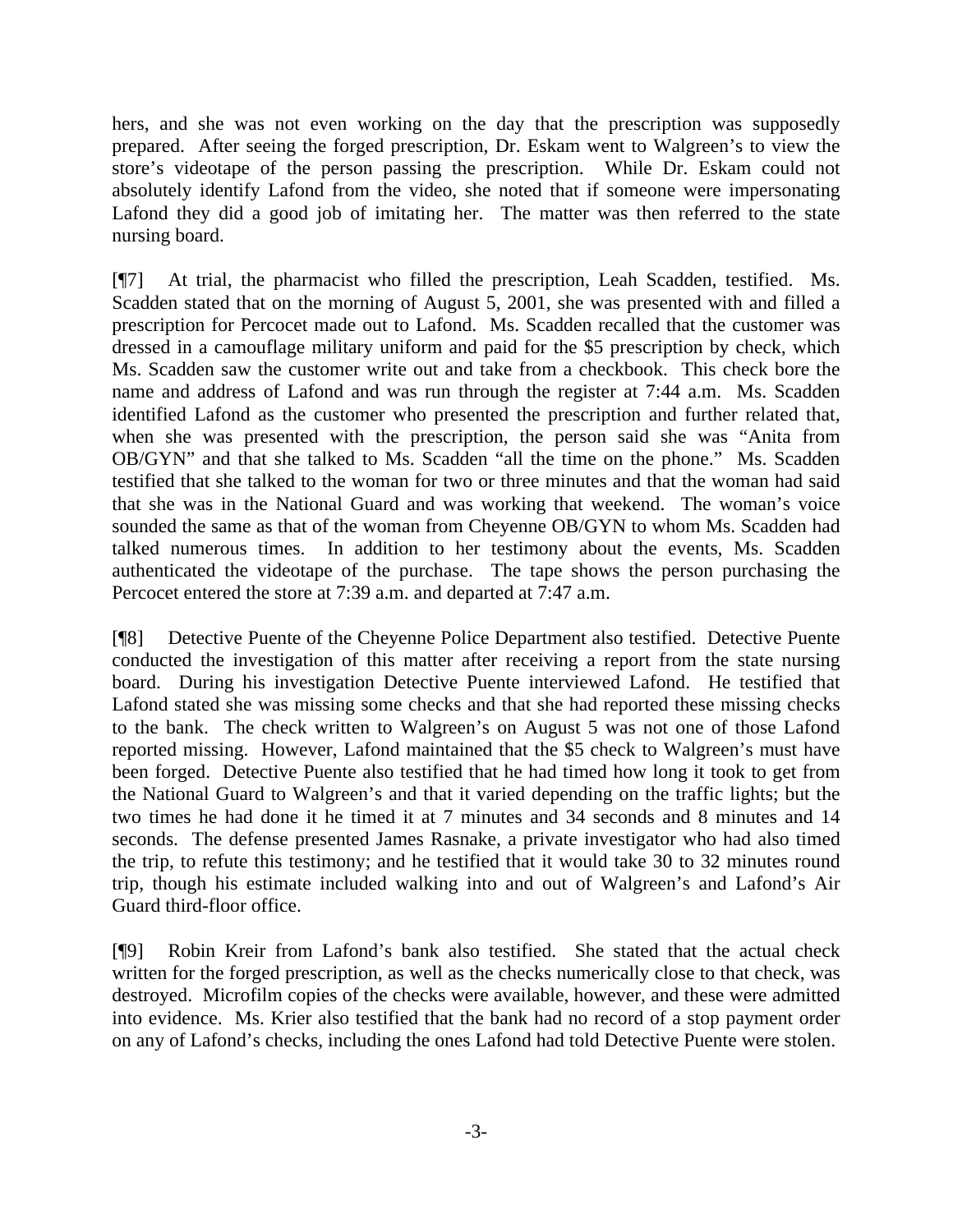hers, and she was not even working on the day that the prescription was supposedly prepared. After seeing the forged prescription, Dr. Eskam went to Walgreen's to view the store's videotape of the person passing the prescription. While Dr. Eskam could not absolutely identify Lafond from the video, she noted that if someone were impersonating Lafond they did a good job of imitating her. The matter was then referred to the state nursing board.

[¶7] At trial, the pharmacist who filled the prescription, Leah Scadden, testified. Ms. Scadden stated that on the morning of August 5, 2001, she was presented with and filled a prescription for Percocet made out to Lafond. Ms. Scadden recalled that the customer was dressed in a camouflage military uniform and paid for the $5 prescription by check, which Ms. Scadden saw the customer write out and take from a checkbook. This check bore the name and address of Lafond and was run through the register at 7:44 a.m. Ms. Scadden identified Lafond as the customer who presented the prescription and further related that, when she was presented with the prescription, the person said she was "Anita from OB/GYN" and that she talked to Ms. Scadden "all the time on the phone." Ms. Scadden testified that she talked to the woman for two or three minutes and that the woman had said that she was in the National Guard and was working that weekend. The woman's voice sounded the same as that of the woman from Cheyenne OB/GYN to whom Ms. Scadden had talked numerous times. In addition to her testimony about the events, Ms. Scadden authenticated the videotape of the purchase. The tape shows the person purchasing the Percocet entered the store at 7:39 a.m. and departed at 7:47 a.m.

[¶8] Detective Puente of the Cheyenne Police Department also testified. Detective Puente conducted the investigation of this matter after receiving a report from the state nursing board. During his investigation Detective Puente interviewed Lafond. He testified that Lafond stated she was missing some checks and that she had reported these missing checks to the bank. The check written to Walgreen's on August 5 was not one of those Lafond reported missing. However, Lafond maintained that the $5 check to Walgreen's must have been forged. Detective Puente also testified that he had timed how long it took to get from the National Guard to Walgreen's and that it varied depending on the traffic lights; but the two times he had done it he timed it at 7 minutes and 34 seconds and 8 minutes and 14 seconds. The defense presented James Rasnake, a private investigator who had also timed the trip, to refute this testimony; and he testified that it would take 30 to 32 minutes round trip, though his estimate included walking into and out of Walgreen's and Lafond's Air Guard third-floor office.

[¶9] Robin Kreir from Lafond's bank also testified. She stated that the actual check written for the forged prescription, as well as the checks numerically close to that check, was destroyed. Microfilm copies of the checks were available, however, and these were admitted into evidence. Ms. Krier also testified that the bank had no record of a stop payment order on any of Lafond's checks, including the ones Lafond had told Detective Puente were stolen.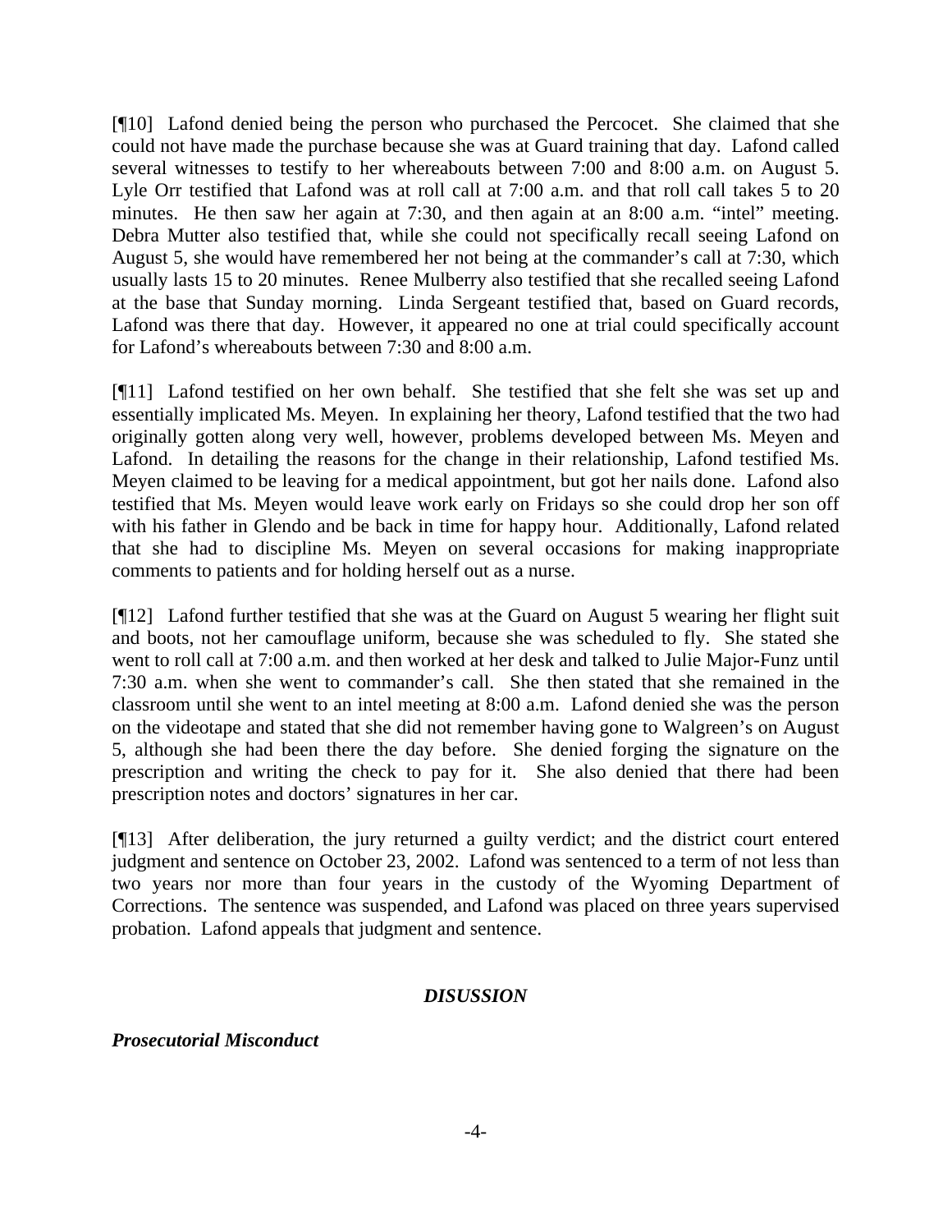[¶10] Lafond denied being the person who purchased the Percocet. She claimed that she could not have made the purchase because she was at Guard training that day. Lafond called several witnesses to testify to her whereabouts between 7:00 and 8:00 a.m. on August 5. Lyle Orr testified that Lafond was at roll call at 7:00 a.m. and that roll call takes 5 to 20 minutes. He then saw her again at 7:30, and then again at an 8:00 a.m. "intel" meeting. Debra Mutter also testified that, while she could not specifically recall seeing Lafond on August 5, she would have remembered her not being at the commander's call at 7:30, which usually lasts 15 to 20 minutes. Renee Mulberry also testified that she recalled seeing Lafond at the base that Sunday morning. Linda Sergeant testified that, based on Guard records, Lafond was there that day. However, it appeared no one at trial could specifically account for Lafond's whereabouts between 7:30 and 8:00 a.m.

[¶11] Lafond testified on her own behalf. She testified that she felt she was set up and essentially implicated Ms. Meyen. In explaining her theory, Lafond testified that the two had originally gotten along very well, however, problems developed between Ms. Meyen and Lafond. In detailing the reasons for the change in their relationship, Lafond testified Ms. Meyen claimed to be leaving for a medical appointment, but got her nails done. Lafond also testified that Ms. Meyen would leave work early on Fridays so she could drop her son off with his father in Glendo and be back in time for happy hour. Additionally, Lafond related that she had to discipline Ms. Meyen on several occasions for making inappropriate comments to patients and for holding herself out as a nurse.

[¶12] Lafond further testified that she was at the Guard on August 5 wearing her flight suit and boots, not her camouflage uniform, because she was scheduled to fly. She stated she went to roll call at 7:00 a.m. and then worked at her desk and talked to Julie Major-Funz until 7:30 a.m. when she went to commander's call. She then stated that she remained in the classroom until she went to an intel meeting at 8:00 a.m. Lafond denied she was the person on the videotape and stated that she did not remember having gone to Walgreen's on August 5, although she had been there the day before. She denied forging the signature on the prescription and writing the check to pay for it. She also denied that there had been prescription notes and doctors' signatures in her car.

[¶13] After deliberation, the jury returned a guilty verdict; and the district court entered judgment and sentence on October 23, 2002. Lafond was sentenced to a term of not less than two years nor more than four years in the custody of the Wyoming Department of Corrections. The sentence was suspended, and Lafond was placed on three years supervised probation. Lafond appeals that judgment and sentence.

## *DISUSSION*

### *Prosecutorial Misconduct*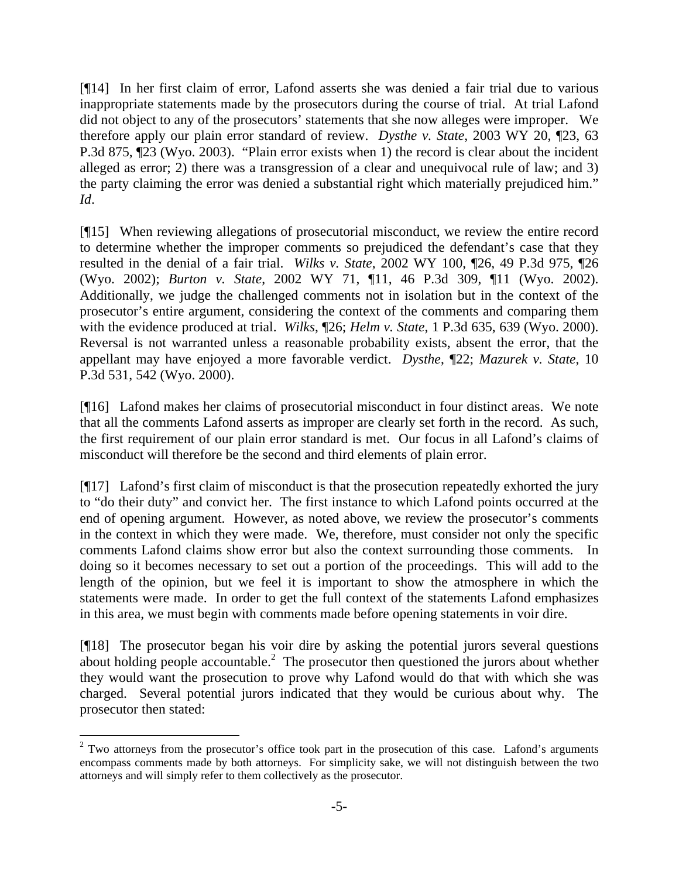[¶14] In her first claim of error, Lafond asserts she was denied a fair trial due to various inappropriate statements made by the prosecutors during the course of trial. At trial Lafond did not object to any of the prosecutors' statements that she now alleges were improper. We therefore apply our plain error standard of review. *Dysthe v. State*, 2003 WY 20, ¶23, 63 P.3d 875, ¶23 (Wyo. 2003). "Plain error exists when 1) the record is clear about the incident alleged as error; 2) there was a transgression of a clear and unequivocal rule of law; and 3) the party claiming the error was denied a substantial right which materially prejudiced him." *Id*.

[¶15] When reviewing allegations of prosecutorial misconduct, we review the entire record to determine whether the improper comments so prejudiced the defendant's case that they resulted in the denial of a fair trial. *Wilks v. State*, 2002 WY 100, ¶26, 49 P.3d 975, ¶26 (Wyo. 2002); *Burton v. State*, 2002 WY 71, ¶11, 46 P.3d 309, ¶11 (Wyo. 2002). Additionally, we judge the challenged comments not in isolation but in the context of the prosecutor's entire argument, considering the context of the comments and comparing them with the evidence produced at trial. *Wilks*, ¶26; *Helm v. State*, 1 P.3d 635, 639 (Wyo. 2000). Reversal is not warranted unless a reasonable probability exists, absent the error, that the appellant may have enjoyed a more favorable verdict. *Dysthe*, ¶22; *Mazurek v. State*, 10 P.3d 531, 542 (Wyo. 2000).

[¶16] Lafond makes her claims of prosecutorial misconduct in four distinct areas. We note that all the comments Lafond asserts as improper are clearly set forth in the record. As such, the first requirement of our plain error standard is met. Our focus in all Lafond's claims of misconduct will therefore be the second and third elements of plain error.

[¶17] Lafond's first claim of misconduct is that the prosecution repeatedly exhorted the jury to "do their duty" and convict her. The first instance to which Lafond points occurred at the end of opening argument. However, as noted above, we review the prosecutor's comments in the context in which they were made. We, therefore, must consider not only the specific comments Lafond claims show error but also the context surrounding those comments. In doing so it becomes necessary to set out a portion of the proceedings. This will add to the length of the opinion, but we feel it is important to show the atmosphere in which the statements were made. In order to get the full context of the statements Lafond emphasizes in this area, we must begin with comments made before opening statements in voir dire.

[¶18] The prosecutor began his voir dire by asking the potential jurors several questions about holding people accountable.[2] The prosecutor then questioned the jurors about whether they would want the prosecution to prove why Lafond would do that with which she was charged. Several potential jurors indicated that they would be curious about why. The prosecutor then stated:

---

[2] Two attorneys from the prosecutor's office took part in the prosecution of this case. Lafond's arguments encompass comments made by both attorneys. For simplicity sake, we will not distinguish between the two attorneys and will simply refer to them collectively as the prosecutor.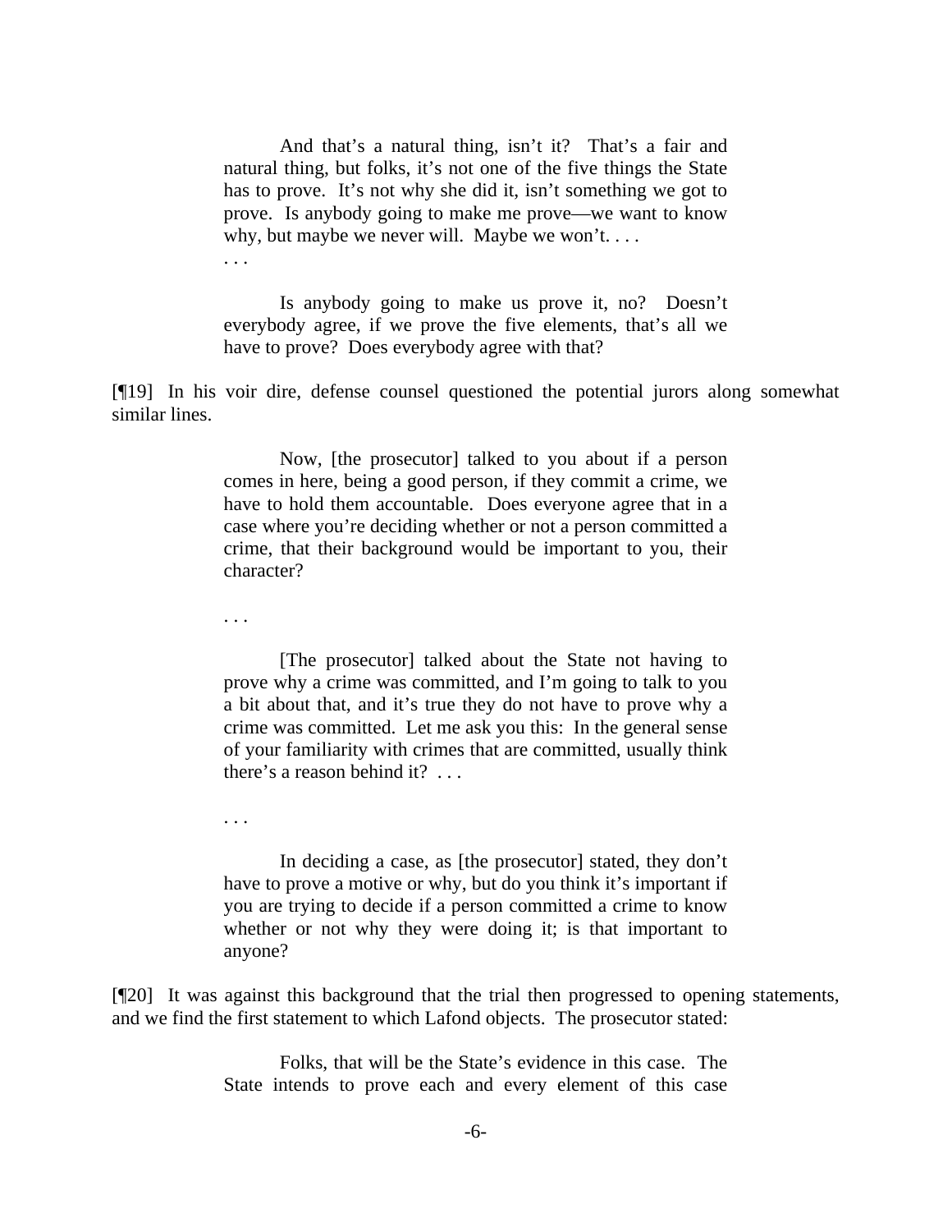> And that's a natural thing, isn't it? That's a fair and natural thing, but folks, it's not one of the five things the State has to prove. It's not why she did it, isn't something we got to prove. Is anybody going to make me prove—we want to know why, but maybe we never will. Maybe we won't. . . .
>
> . . .
>
> Is anybody going to make us prove it, no? Doesn't everybody agree, if we prove the five elements, that's all we have to prove? Does everybody agree with that?

[¶19] In his voir dire, defense counsel questioned the potential jurors along somewhat similar lines.

> Now, [the prosecutor] talked to you about if a person comes in here, being a good person, if they commit a crime, we have to hold them accountable. Does everyone agree that in a case where you're deciding whether or not a person committed a crime, that their background would be important to you, their character?
>
> . . .
>
> [The prosecutor] talked about the State not having to prove why a crime was committed, and I'm going to talk to you a bit about that, and it's true they do not have to prove why a crime was committed. Let me ask you this: In the general sense of your familiarity with crimes that are committed, usually think there's a reason behind it? . . .
>
> . . .
>
> In deciding a case, as [the prosecutor] stated, they don't have to prove a motive or why, but do you think it's important if you are trying to decide if a person committed a crime to know whether or not why they were doing it; is that important to anyone?

[¶20] It was against this background that the trial then progressed to opening statements, and we find the first statement to which Lafond objects. The prosecutor stated:

> Folks, that will be the State's evidence in this case. The State intends to prove each and every element of this case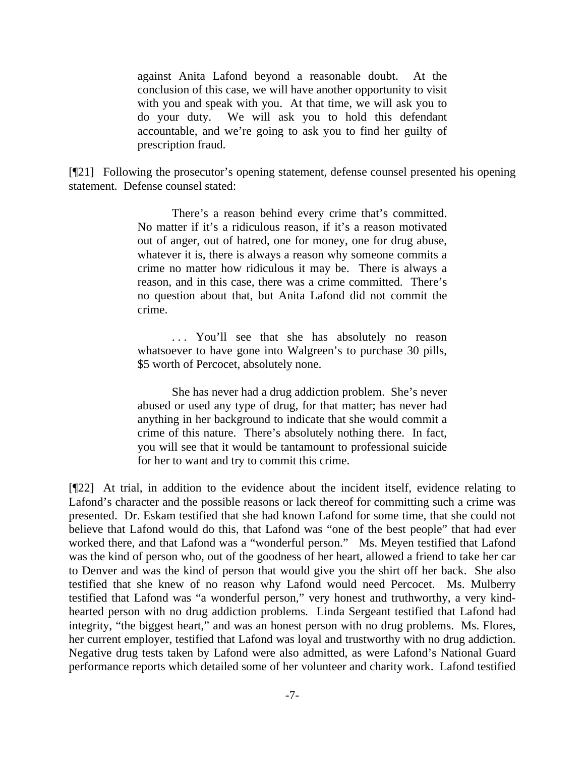> against Anita Lafond beyond a reasonable doubt. At the conclusion of this case, we will have another opportunity to visit with you and speak with you. At that time, we will ask you to do your duty. We will ask you to hold this defendant accountable, and we're going to ask you to find her guilty of prescription fraud.

[¶21] Following the prosecutor's opening statement, defense counsel presented his opening statement. Defense counsel stated:

> There's a reason behind every crime that's committed. No matter if it's a ridiculous reason, if it's a reason motivated out of anger, out of hatred, one for money, one for drug abuse, whatever it is, there is always a reason why someone commits a crime no matter how ridiculous it may be. There is always a reason, and in this case, there was a crime committed. There's no question about that, but Anita Lafond did not commit the crime.
>
> . . . You'll see that she has absolutely no reason whatsoever to have gone into Walgreen's to purchase 30 pills, $5 worth of Percocet, absolutely none.
>
> She has never had a drug addiction problem. She's never abused or used any type of drug, for that matter; has never had anything in her background to indicate that she would commit a crime of this nature. There's absolutely nothing there. In fact, you will see that it would be tantamount to professional suicide for her to want and try to commit this crime.

[¶22] At trial, in addition to the evidence about the incident itself, evidence relating to Lafond's character and the possible reasons or lack thereof for committing such a crime was presented. Dr. Eskam testified that she had known Lafond for some time, that she could not believe that Lafond would do this, that Lafond was "one of the best people" that had ever worked there, and that Lafond was a "wonderful person." Ms. Meyen testified that Lafond was the kind of person who, out of the goodness of her heart, allowed a friend to take her car to Denver and was the kind of person that would give you the shirt off her back. She also testified that she knew of no reason why Lafond would need Percocet. Ms. Mulberry testified that Lafond was "a wonderful person," very honest and truthworthy, a very kind-hearted person with no drug addiction problems. Linda Sergeant testified that Lafond had integrity, "the biggest heart," and was an honest person with no drug problems. Ms. Flores, her current employer, testified that Lafond was loyal and trustworthy with no drug addiction. Negative drug tests taken by Lafond were also admitted, as were Lafond's National Guard performance reports which detailed some of her volunteer and charity work. Lafond testified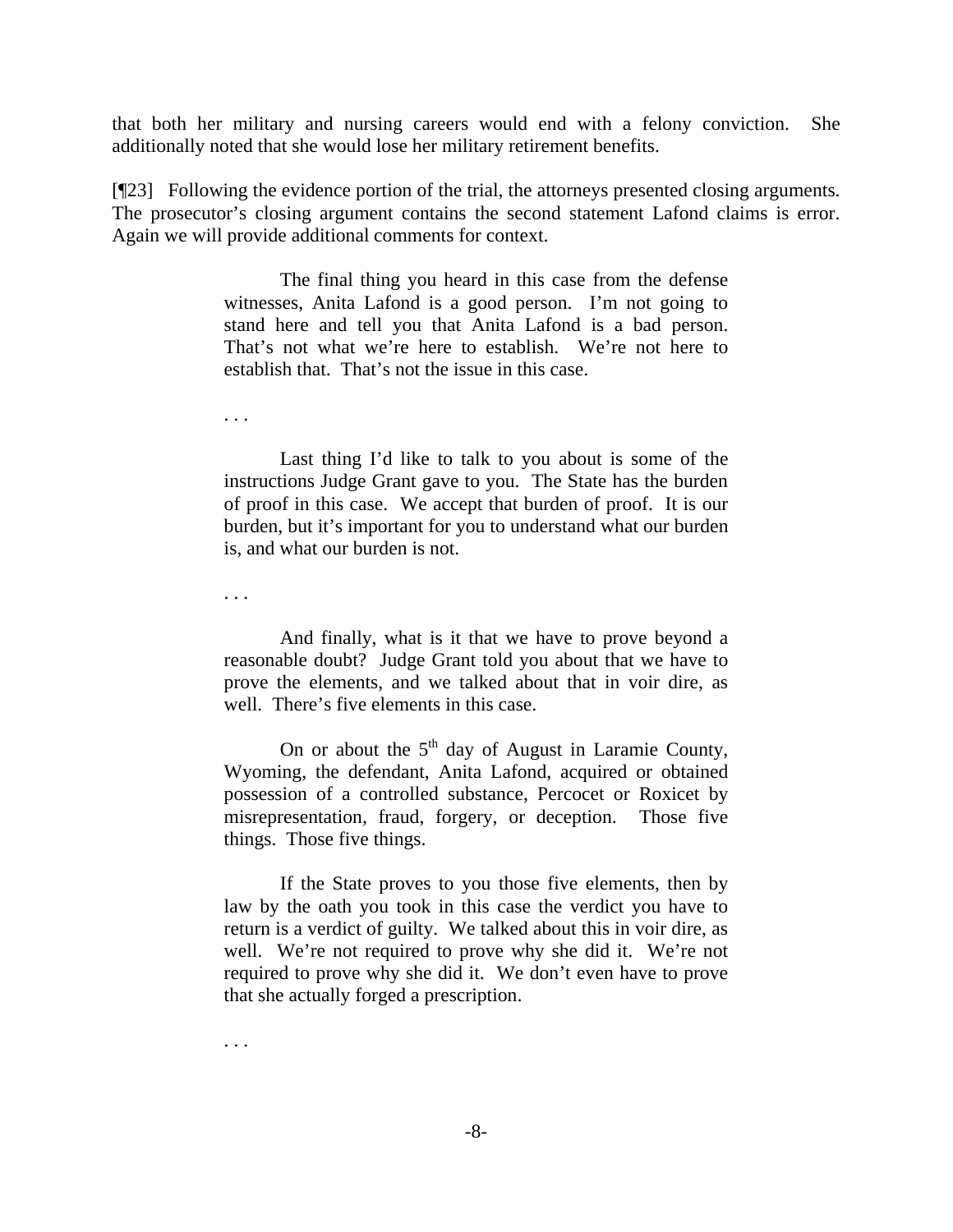that both her military and nursing careers would end with a felony conviction. She additionally noted that she would lose her military retirement benefits.

[¶23] Following the evidence portion of the trial, the attorneys presented closing arguments. The prosecutor's closing argument contains the second statement Lafond claims is error. Again we will provide additional comments for context.

> The final thing you heard in this case from the defense witnesses, Anita Lafond is a good person. I'm not going to stand here and tell you that Anita Lafond is a bad person. That's not what we're here to establish. We're not here to establish that. That's not the issue in this case.
>
> . . .
>
> Last thing I'd like to talk to you about is some of the instructions Judge Grant gave to you. The State has the burden of proof in this case. We accept that burden of proof. It is our burden, but it's important for you to understand what our burden is, and what our burden is not.
>
> . . .
>
> And finally, what is it that we have to prove beyond a reasonable doubt? Judge Grant told you about that we have to prove the elements, and we talked about that in voir dire, as well. There's five elements in this case.
>
> On or about the 5th day of August in Laramie County, Wyoming, the defendant, Anita Lafond, acquired or obtained possession of a controlled substance, Percocet or Roxicet by misrepresentation, fraud, forgery, or deception. Those five things. Those five things.
>
> If the State proves to you those five elements, then by law by the oath you took in this case the verdict you have to return is a verdict of guilty. We talked about this in voir dire, as well. We're not required to prove why she did it. We're not required to prove why she did it. We don't even have to prove that she actually forged a prescription.
>
> . . .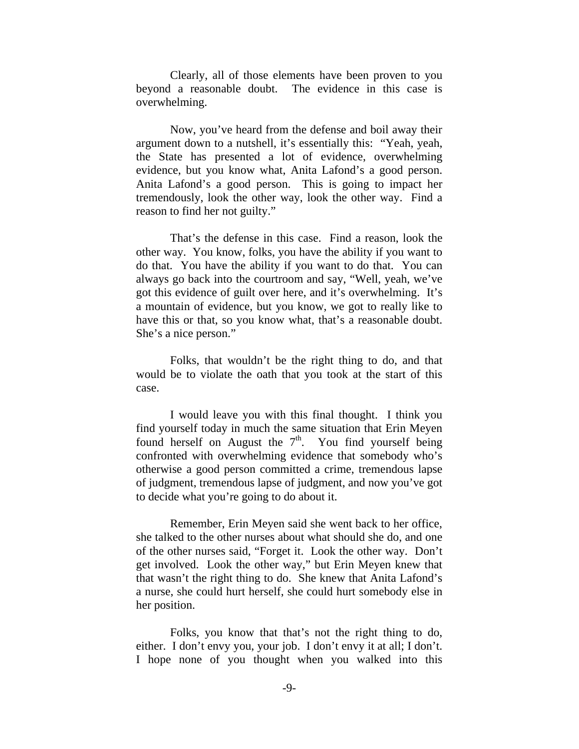Clearly, all of those elements have been proven to you beyond a reasonable doubt. The evidence in this case is overwhelming.

Now, you've heard from the defense and boil away their argument down to a nutshell, it's essentially this: "Yeah, yeah, the State has presented a lot of evidence, overwhelming evidence, but you know what, Anita Lafond's a good person. Anita Lafond's a good person. This is going to impact her tremendously, look the other way, look the other way. Find a reason to find her not guilty."

That's the defense in this case. Find a reason, look the other way. You know, folks, you have the ability if you want to do that. You have the ability if you want to do that. You can always go back into the courtroom and say, "Well, yeah, we've got this evidence of guilt over here, and it's overwhelming. It's a mountain of evidence, but you know, we got to really like to have this or that, so you know what, that's a reasonable doubt. She's a nice person."

Folks, that wouldn't be the right thing to do, and that would be to violate the oath that you took at the start of this case.

I would leave you with this final thought. I think you find yourself today in much the same situation that Erin Meyen found herself on August the 7th. You find yourself being confronted with overwhelming evidence that somebody who's otherwise a good person committed a crime, tremendous lapse of judgment, tremendous lapse of judgment, and now you've got to decide what you're going to do about it.

Remember, Erin Meyen said she went back to her office, she talked to the other nurses about what should she do, and one of the other nurses said, "Forget it. Look the other way. Don't get involved. Look the other way," but Erin Meyen knew that that wasn't the right thing to do. She knew that Anita Lafond's a nurse, she could hurt herself, she could hurt somebody else in her position.

Folks, you know that that's not the right thing to do, either. I don't envy you, your job. I don't envy it at all; I don't. I hope none of you thought when you walked into this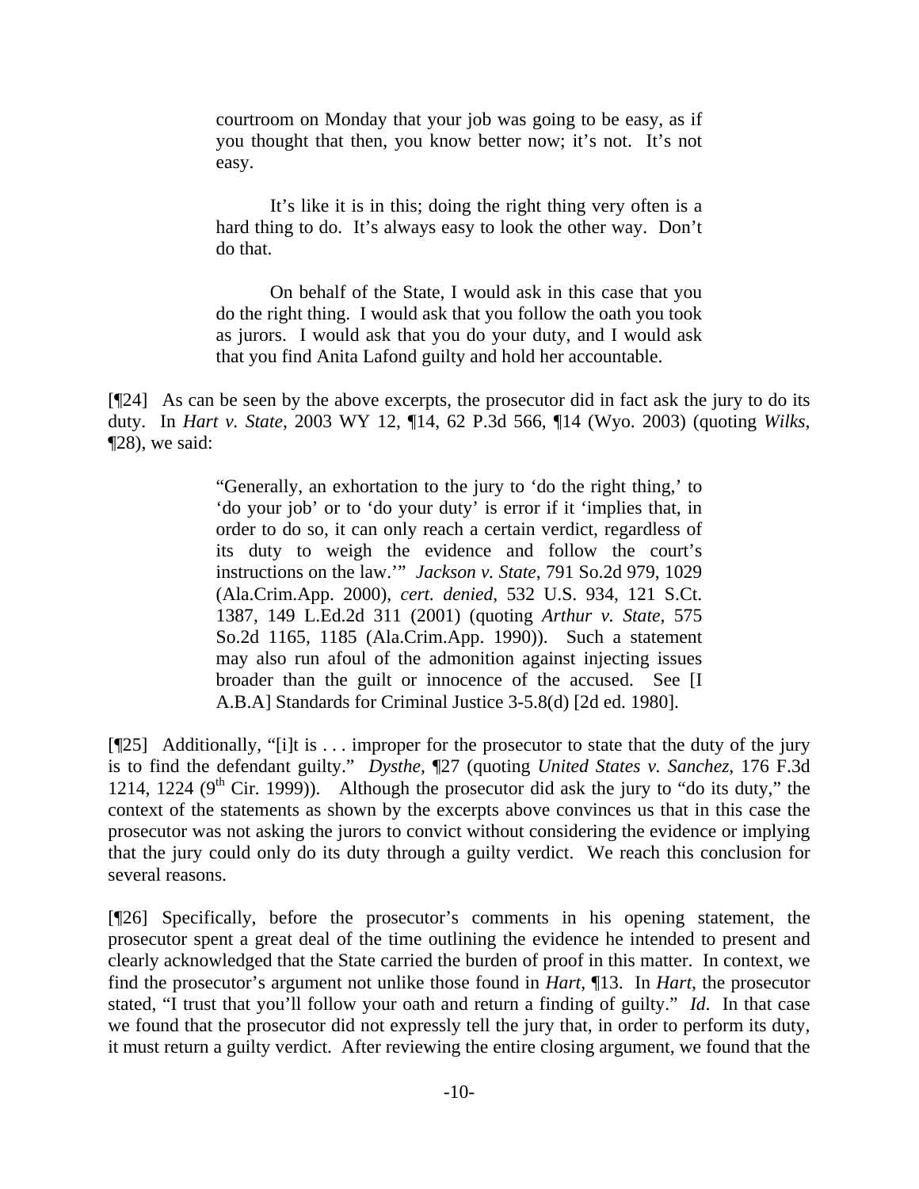> courtroom on Monday that your job was going to be easy, as if you thought that then, you know better now; it's not. It's not easy.
>
> It's like it is in this; doing the right thing very often is a hard thing to do. It's always easy to look the other way. Don't do that.
>
> On behalf of the State, I would ask in this case that you do the right thing. I would ask that you follow the oath you took as jurors. I would ask that you do your duty, and I would ask that you find Anita Lafond guilty and hold her accountable.

[¶24] As can be seen by the above excerpts, the prosecutor did in fact ask the jury to do its duty. In *Hart v. State*, 2003 WY 12, ¶14, 62 P.3d 566, ¶14 (Wyo. 2003) (quoting *Wilks*, ¶28), we said:

> "Generally, an exhortation to the jury to 'do the right thing,' to 'do your job' or to 'do your duty' is error if it 'implies that, in order to do so, it can only reach a certain verdict, regardless of its duty to weigh the evidence and follow the court's instructions on the law.'" *Jackson v. State*, 791 So.2d 979, 1029 (Ala.Crim.App. 2000), *cert. denied*, 532 U.S. 934, 121 S.Ct. 1387, 149 L.Ed.2d 311 (2001) (quoting *Arthur v. State*, 575 So.2d 1165, 1185 (Ala.Crim.App. 1990)). Such a statement may also run afoul of the admonition against injecting issues broader than the guilt or innocence of the accused. See [I A.B.A] Standards for Criminal Justice 3-5.8(d) [2d ed. 1980].

[¶25] Additionally, "[i]t is . . . improper for the prosecutor to state that the duty of the jury is to find the defendant guilty." *Dysthe*, ¶27 (quoting *United States v. Sanchez*, 176 F.3d 1214, 1224 (9th Cir. 1999)). Although the prosecutor did ask the jury to "do its duty," the context of the statements as shown by the excerpts above convinces us that in this case the prosecutor was not asking the jurors to convict without considering the evidence or implying that the jury could only do its duty through a guilty verdict. We reach this conclusion for several reasons.

[¶26] Specifically, before the prosecutor's comments in his opening statement, the prosecutor spent a great deal of the time outlining the evidence he intended to present and clearly acknowledged that the State carried the burden of proof in this matter. In context, we find the prosecutor's argument not unlike those found in *Hart*, ¶13. In *Hart*, the prosecutor stated, "I trust that you'll follow your oath and return a finding of guilty." *Id*. In that case we found that the prosecutor did not expressly tell the jury that, in order to perform its duty, it must return a guilty verdict. After reviewing the entire closing argument, we found that the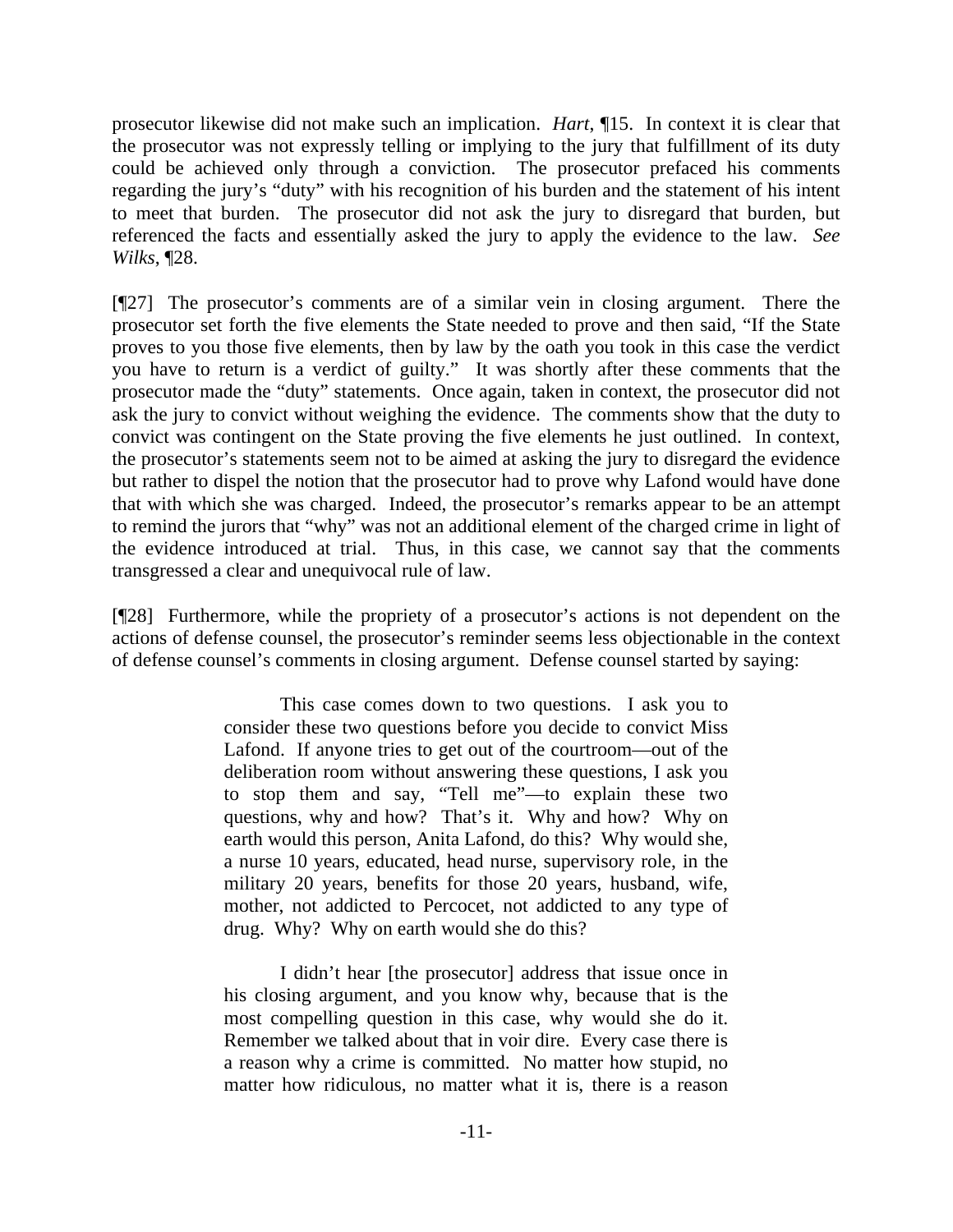prosecutor likewise did not make such an implication. *Hart*, ¶15. In context it is clear that the prosecutor was not expressly telling or implying to the jury that fulfillment of its duty could be achieved only through a conviction. The prosecutor prefaced his comments regarding the jury's "duty" with his recognition of his burden and the statement of his intent to meet that burden. The prosecutor did not ask the jury to disregard that burden, but referenced the facts and essentially asked the jury to apply the evidence to the law. *See Wilks*, ¶28.

[¶27] The prosecutor's comments are of a similar vein in closing argument. There the prosecutor set forth the five elements the State needed to prove and then said, "If the State proves to you those five elements, then by law by the oath you took in this case the verdict you have to return is a verdict of guilty." It was shortly after these comments that the prosecutor made the "duty" statements. Once again, taken in context, the prosecutor did not ask the jury to convict without weighing the evidence. The comments show that the duty to convict was contingent on the State proving the five elements he just outlined. In context, the prosecutor's statements seem not to be aimed at asking the jury to disregard the evidence but rather to dispel the notion that the prosecutor had to prove why Lafond would have done that with which she was charged. Indeed, the prosecutor's remarks appear to be an attempt to remind the jurors that "why" was not an additional element of the charged crime in light of the evidence introduced at trial. Thus, in this case, we cannot say that the comments transgressed a clear and unequivocal rule of law.

[¶28] Furthermore, while the propriety of a prosecutor's actions is not dependent on the actions of defense counsel, the prosecutor's reminder seems less objectionable in the context of defense counsel's comments in closing argument. Defense counsel started by saying:

> This case comes down to two questions. I ask you to consider these two questions before you decide to convict Miss Lafond. If anyone tries to get out of the courtroom—out of the deliberation room without answering these questions, I ask you to stop them and say, "Tell me"—to explain these two questions, why and how? That's it. Why and how? Why on earth would this person, Anita Lafond, do this? Why would she, a nurse 10 years, educated, head nurse, supervisory role, in the military 20 years, benefits for those 20 years, husband, wife, mother, not addicted to Percocet, not addicted to any type of drug. Why? Why on earth would she do this?
>
> I didn't hear [the prosecutor] address that issue once in his closing argument, and you know why, because that is the most compelling question in this case, why would she do it. Remember we talked about that in voir dire. Every case there is a reason why a crime is committed. No matter how stupid, no matter how ridiculous, no matter what it is, there is a reason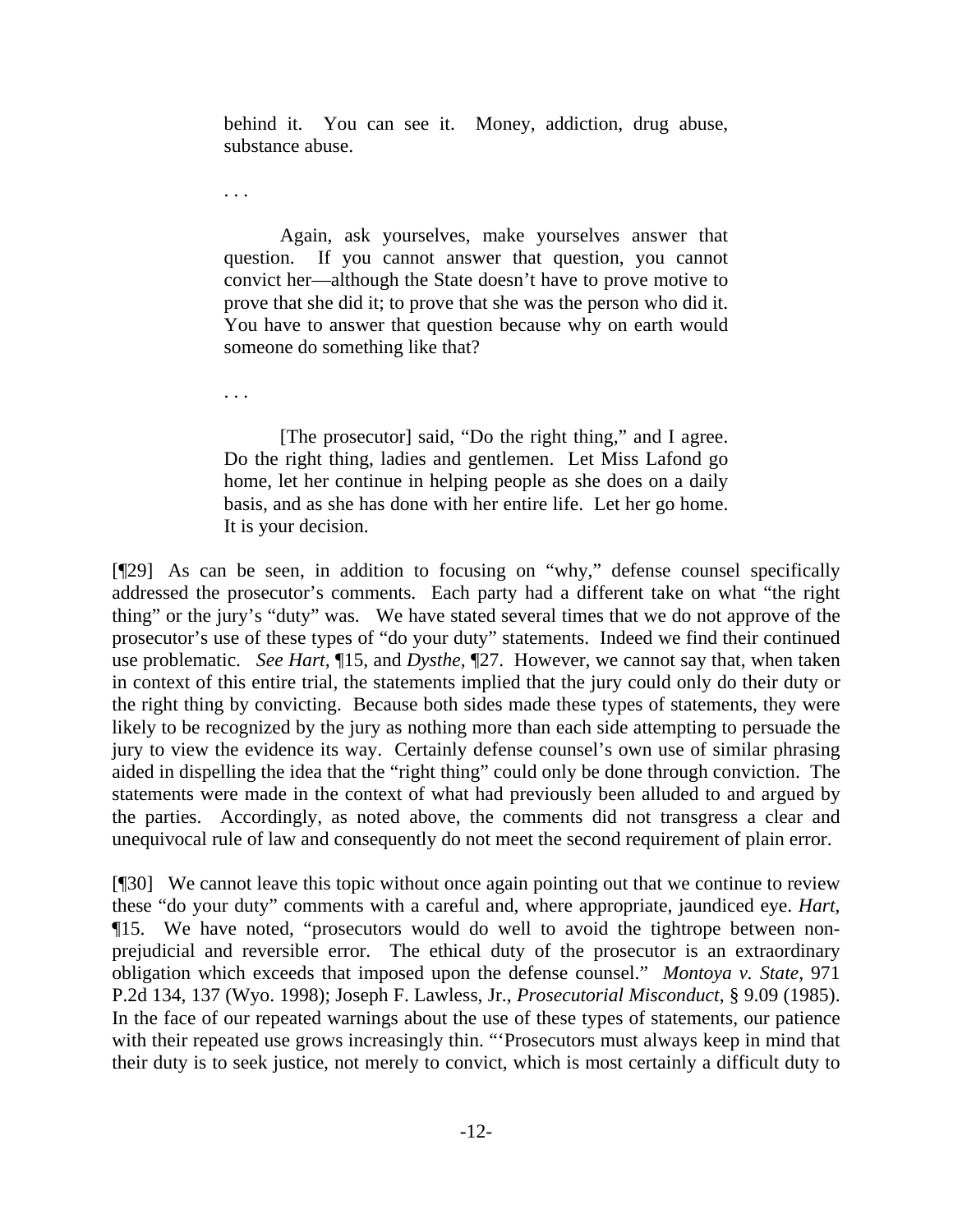> behind it. You can see it. Money, addiction, drug abuse, substance abuse.
>
> . . .
>
> Again, ask yourselves, make yourselves answer that question. If you cannot answer that question, you cannot convict her—although the State doesn't have to prove motive to prove that she did it; to prove that she was the person who did it. You have to answer that question because why on earth would someone do something like that?
>
> . . .
>
> [The prosecutor] said, "Do the right thing," and I agree. Do the right thing, ladies and gentlemen. Let Miss Lafond go home, let her continue in helping people as she does on a daily basis, and as she has done with her entire life. Let her go home. It is your decision.

[¶29] As can be seen, in addition to focusing on "why," defense counsel specifically addressed the prosecutor's comments. Each party had a different take on what "the right thing" or the jury's "duty" was. We have stated several times that we do not approve of the prosecutor's use of these types of "do your duty" statements. Indeed we find their continued use problematic. *See Hart*, ¶15, and *Dysthe*, ¶27. However, we cannot say that, when taken in context of this entire trial, the statements implied that the jury could only do their duty or the right thing by convicting. Because both sides made these types of statements, they were likely to be recognized by the jury as nothing more than each side attempting to persuade the jury to view the evidence its way. Certainly defense counsel's own use of similar phrasing aided in dispelling the idea that the "right thing" could only be done through conviction. The statements were made in the context of what had previously been alluded to and argued by the parties. Accordingly, as noted above, the comments did not transgress a clear and unequivocal rule of law and consequently do not meet the second requirement of plain error.

[¶30] We cannot leave this topic without once again pointing out that we continue to review these "do your duty" comments with a careful and, where appropriate, jaundiced eye. *Hart*, ¶15. We have noted, "prosecutors would do well to avoid the tightrope between non-prejudicial and reversible error. The ethical duty of the prosecutor is an extraordinary obligation which exceeds that imposed upon the defense counsel." *Montoya v. State*, 971 P.2d 134, 137 (Wyo. 1998); Joseph F. Lawless, Jr., *Prosecutorial Misconduct*, § 9.09 (1985). In the face of our repeated warnings about the use of these types of statements, our patience with their repeated use grows increasingly thin. "'Prosecutors must always keep in mind that their duty is to seek justice, not merely to convict, which is most certainly a difficult duty to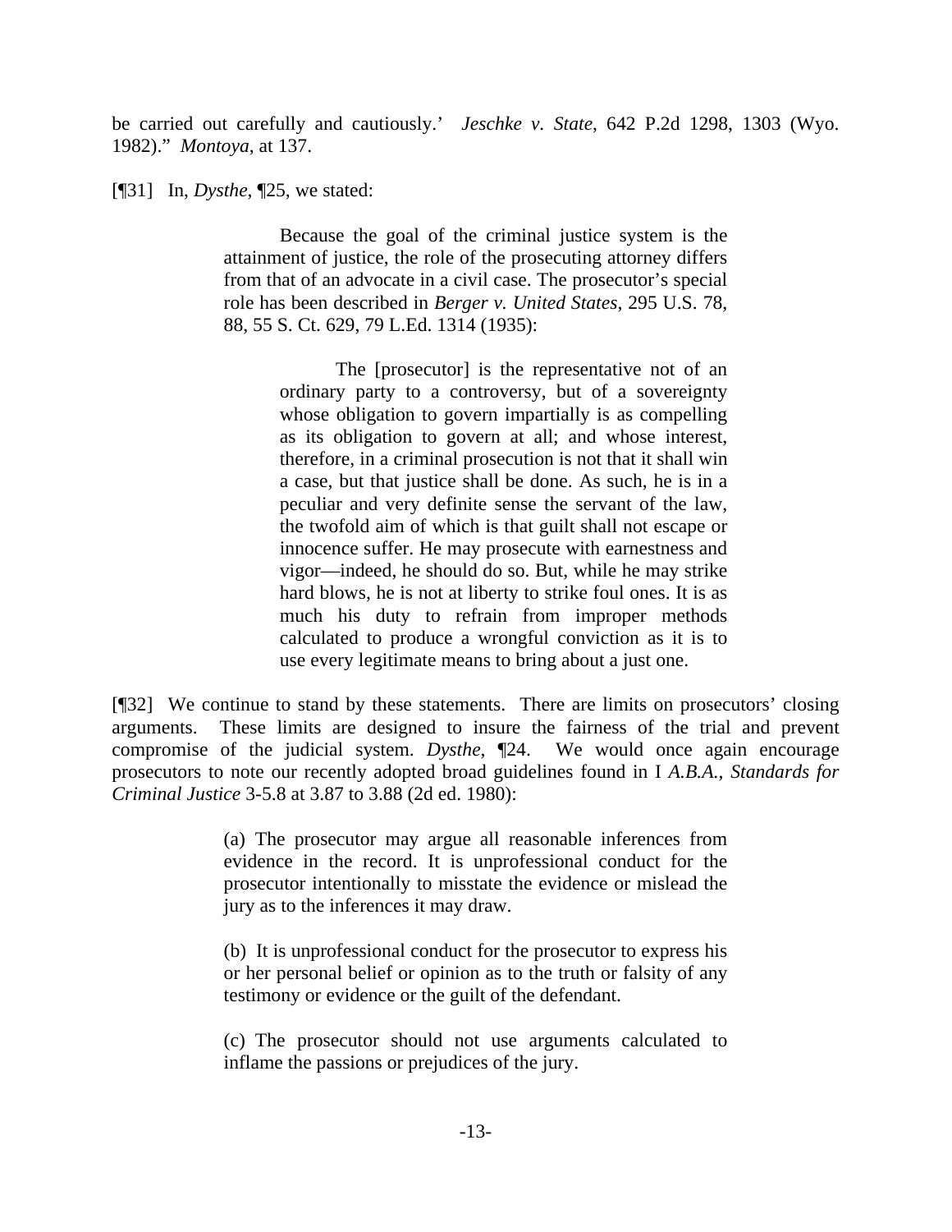be carried out carefully and cautiously.' *Jeschke v. State*, 642 P.2d 1298, 1303 (Wyo. 1982)." *Montoya*, at 137.

[¶31] In, *Dysthe*, ¶25, we stated:

> Because the goal of the criminal justice system is the attainment of justice, the role of the prosecuting attorney differs from that of an advocate in a civil case. The prosecutor's special role has been described in *Berger v. United States*, 295 U.S. 78, 88, 55 S. Ct. 629, 79 L.Ed. 1314 (1935):
>
> > The [prosecutor] is the representative not of an ordinary party to a controversy, but of a sovereignty whose obligation to govern impartially is as compelling as its obligation to govern at all; and whose interest, therefore, in a criminal prosecution is not that it shall win a case, but that justice shall be done. As such, he is in a peculiar and very definite sense the servant of the law, the twofold aim of which is that guilt shall not escape or innocence suffer. He may prosecute with earnestness and vigor—indeed, he should do so. But, while he may strike hard blows, he is not at liberty to strike foul ones. It is as much his duty to refrain from improper methods calculated to produce a wrongful conviction as it is to use every legitimate means to bring about a just one.

[¶32] We continue to stand by these statements. There are limits on prosecutors' closing arguments. These limits are designed to insure the fairness of the trial and prevent compromise of the judicial system. *Dysthe*, ¶24. We would once again encourage prosecutors to note our recently adopted broad guidelines found in I *A.B.A., Standards for Criminal Justice* 3-5.8 at 3.87 to 3.88 (2d ed. 1980):

> (a) The prosecutor may argue all reasonable inferences from evidence in the record. It is unprofessional conduct for the prosecutor intentionally to misstate the evidence or mislead the jury as to the inferences it may draw.
>
> (b) It is unprofessional conduct for the prosecutor to express his or her personal belief or opinion as to the truth or falsity of any testimony or evidence or the guilt of the defendant.
>
> (c) The prosecutor should not use arguments calculated to inflame the passions or prejudices of the jury.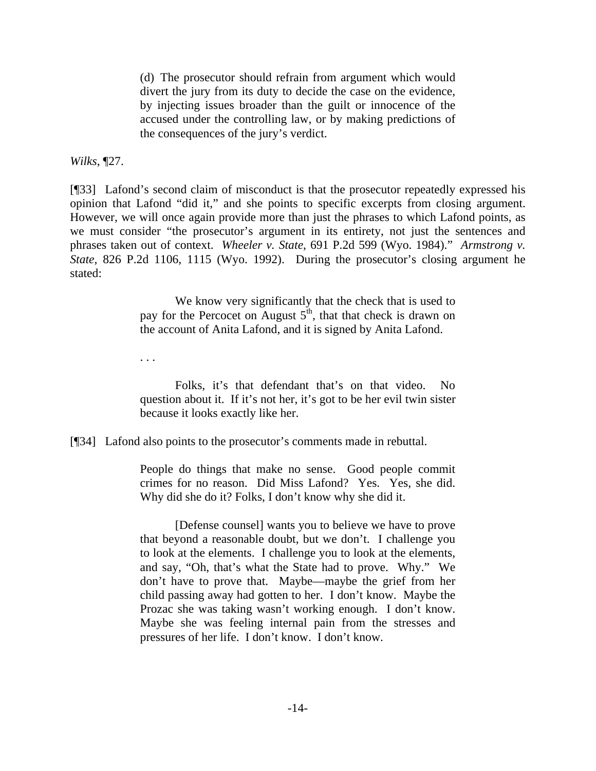> (d) The prosecutor should refrain from argument which would divert the jury from its duty to decide the case on the evidence, by injecting issues broader than the guilt or innocence of the accused under the controlling law, or by making predictions of the consequences of the jury's verdict.

*Wilks*, ¶27.

[¶33] Lafond's second claim of misconduct is that the prosecutor repeatedly expressed his opinion that Lafond "did it," and she points to specific excerpts from closing argument. However, we will once again provide more than just the phrases to which Lafond points, as we must consider "the prosecutor's argument in its entirety, not just the sentences and phrases taken out of context. *Wheeler v. State*, 691 P.2d 599 (Wyo. 1984)." *Armstrong v. State*, 826 P.2d 1106, 1115 (Wyo. 1992). During the prosecutor's closing argument he stated:

> We know very significantly that the check that is used to pay for the Percocet on August 5th, that that check is drawn on the account of Anita Lafond, and it is signed by Anita Lafond.
>
> . . .
>
> Folks, it's that defendant that's on that video. No question about it. If it's not her, it's got to be her evil twin sister because it looks exactly like her.

[¶34] Lafond also points to the prosecutor's comments made in rebuttal.

> People do things that make no sense. Good people commit crimes for no reason. Did Miss Lafond? Yes. Yes, she did. Why did she do it? Folks, I don't know why she did it.
>
> [Defense counsel] wants you to believe we have to prove that beyond a reasonable doubt, but we don't. I challenge you to look at the elements. I challenge you to look at the elements, and say, "Oh, that's what the State had to prove. Why." We don't have to prove that. Maybe—maybe the grief from her child passing away had gotten to her. I don't know. Maybe the Prozac she was taking wasn't working enough. I don't know. Maybe she was feeling internal pain from the stresses and pressures of her life. I don't know. I don't know.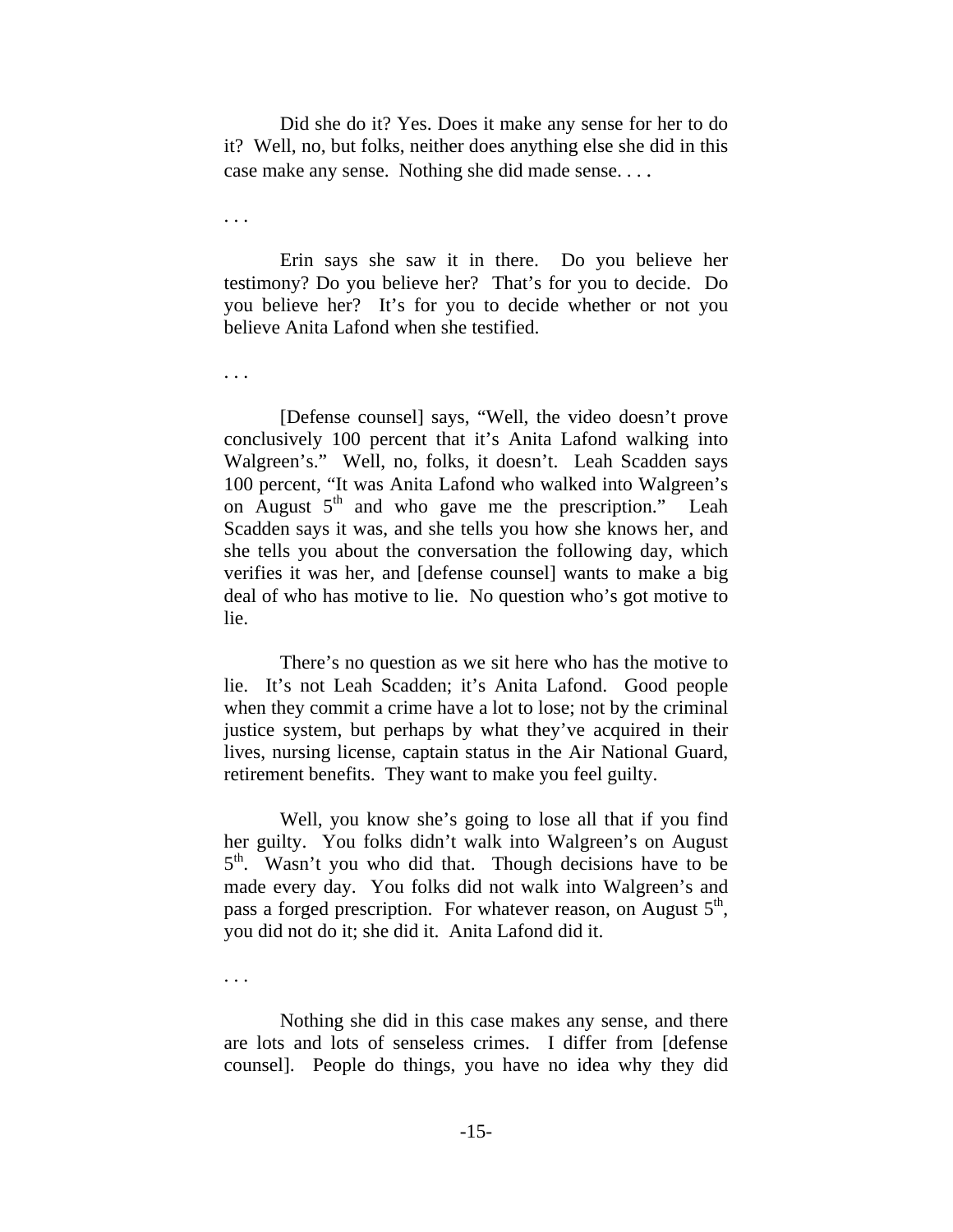Did she do it? Yes. Does it make any sense for her to do it? Well, no, but folks, neither does anything else she did in this case make any sense. Nothing she did made sense. . . .

. . .

Erin says she saw it in there. Do you believe her testimony? Do you believe her? That's for you to decide. Do you believe her? It's for you to decide whether or not you believe Anita Lafond when she testified.

. . .

[Defense counsel] says, "Well, the video doesn't prove conclusively 100 percent that it's Anita Lafond walking into Walgreen's." Well, no, folks, it doesn't. Leah Scadden says 100 percent, "It was Anita Lafond who walked into Walgreen's on August 5th and who gave me the prescription." Leah Scadden says it was, and she tells you how she knows her, and she tells you about the conversation the following day, which verifies it was her, and [defense counsel] wants to make a big deal of who has motive to lie. No question who's got motive to lie.

There's no question as we sit here who has the motive to lie. It's not Leah Scadden; it's Anita Lafond. Good people when they commit a crime have a lot to lose; not by the criminal justice system, but perhaps by what they've acquired in their lives, nursing license, captain status in the Air National Guard, retirement benefits. They want to make you feel guilty.

Well, you know she's going to lose all that if you find her guilty. You folks didn't walk into Walgreen's on August 5th. Wasn't you who did that. Though decisions have to be made every day. You folks did not walk into Walgreen's and pass a forged prescription. For whatever reason, on August 5th, you did not do it; she did it. Anita Lafond did it.

. . .

Nothing she did in this case makes any sense, and there are lots and lots of senseless crimes. I differ from [defense counsel]. People do things, you have no idea why they did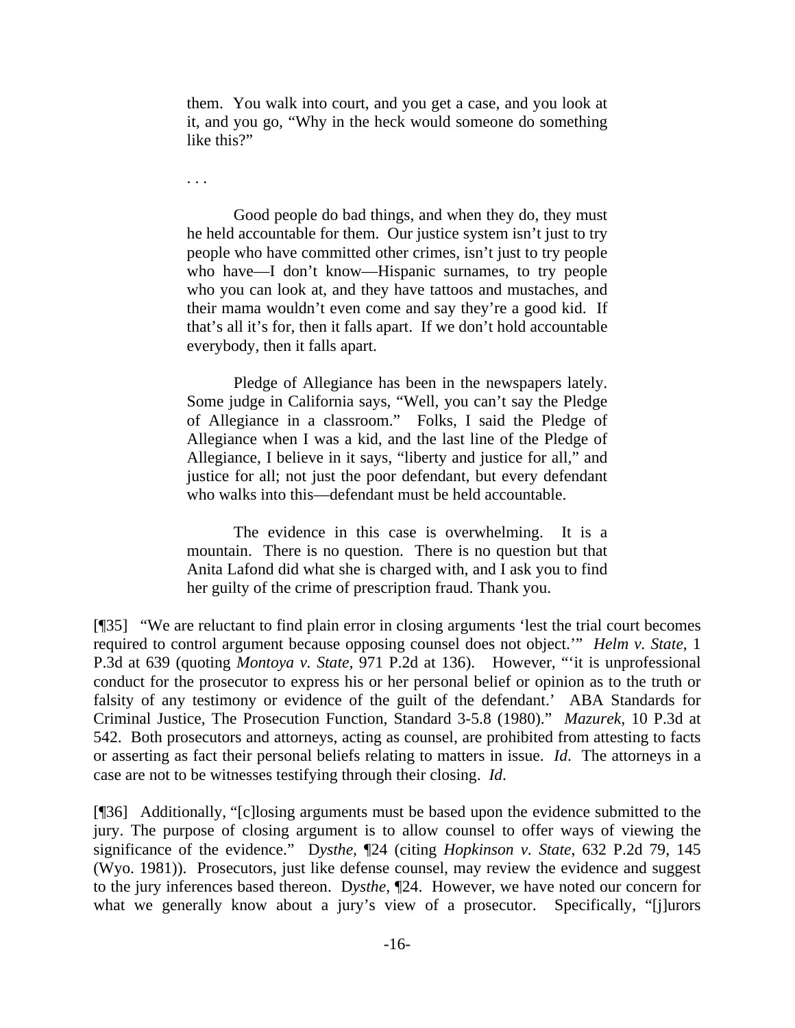> them. You walk into court, and you get a case, and you look at it, and you go, "Why in the heck would someone do something like this?"
>
> . . .
>
> Good people do bad things, and when they do, they must he held accountable for them. Our justice system isn't just to try people who have committed other crimes, isn't just to try people who have—I don't know—Hispanic surnames, to try people who you can look at, and they have tattoos and mustaches, and their mama wouldn't even come and say they're a good kid. If that's all it's for, then it falls apart. If we don't hold accountable everybody, then it falls apart.
>
> Pledge of Allegiance has been in the newspapers lately. Some judge in California says, "Well, you can't say the Pledge of Allegiance in a classroom." Folks, I said the Pledge of Allegiance when I was a kid, and the last line of the Pledge of Allegiance, I believe in it says, "liberty and justice for all," and justice for all; not just the poor defendant, but every defendant who walks into this—defendant must be held accountable.
>
> The evidence in this case is overwhelming. It is a mountain. There is no question. There is no question but that Anita Lafond did what she is charged with, and I ask you to find her guilty of the crime of prescription fraud. Thank you.

[¶35] "We are reluctant to find plain error in closing arguments 'lest the trial court becomes required to control argument because opposing counsel does not object.'" *Helm v. State*, 1 P.3d at 639 (quoting *Montoya v. State*, 971 P.2d at 136). However, "'it is unprofessional conduct for the prosecutor to express his or her personal belief or opinion as to the truth or falsity of any testimony or evidence of the guilt of the defendant.' ABA Standards for Criminal Justice, The Prosecution Function, Standard 3-5.8 (1980)." *Mazurek*, 10 P.3d at 542. Both prosecutors and attorneys, acting as counsel, are prohibited from attesting to facts or asserting as fact their personal beliefs relating to matters in issue. *Id*. The attorneys in a case are not to be witnesses testifying through their closing. *Id*.

[¶36] Additionally, "[c]losing arguments must be based upon the evidence submitted to the jury. The purpose of closing argument is to allow counsel to offer ways of viewing the significance of the evidence." D*ysthe*, ¶24 (citing *Hopkinson v. State*, 632 P.2d 79, 145 (Wyo. 1981)). Prosecutors, just like defense counsel, may review the evidence and suggest to the jury inferences based thereon. D*ysthe*, ¶24. However, we have noted our concern for what we generally know about a jury's view of a prosecutor. Specifically, "[j]urors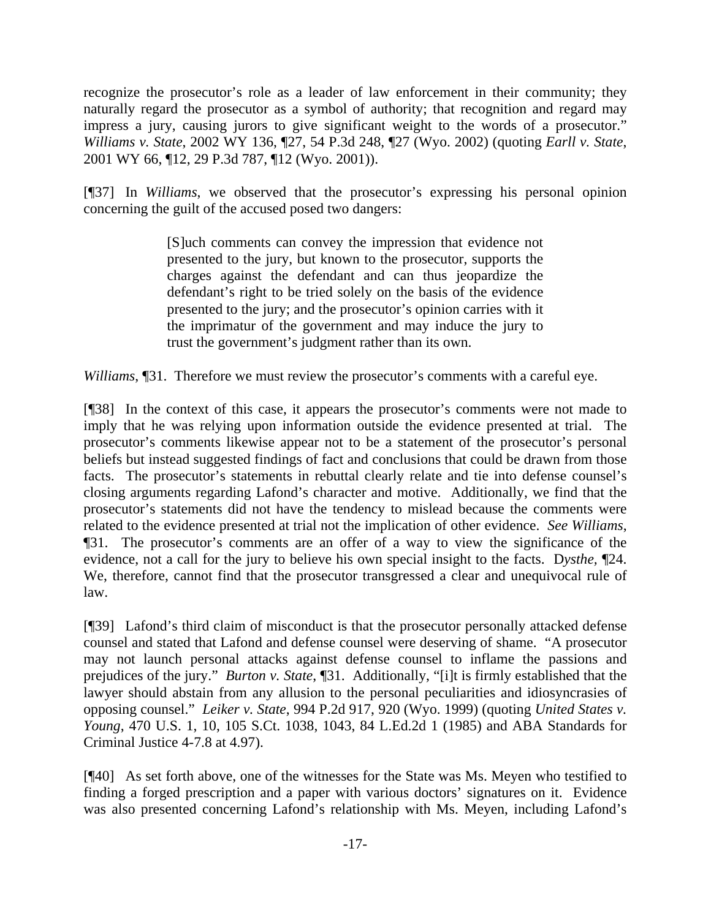recognize the prosecutor's role as a leader of law enforcement in their community; they naturally regard the prosecutor as a symbol of authority; that recognition and regard may impress a jury, causing jurors to give significant weight to the words of a prosecutor." *Williams v. State*, 2002 WY 136, ¶27, 54 P.3d 248, ¶27 (Wyo. 2002) (quoting *Earll v. State*, 2001 WY 66, ¶12, 29 P.3d 787, ¶12 (Wyo. 2001)).

[¶37] In *Williams*, we observed that the prosecutor's expressing his personal opinion concerning the guilt of the accused posed two dangers:

> [S]uch comments can convey the impression that evidence not presented to the jury, but known to the prosecutor, supports the charges against the defendant and can thus jeopardize the defendant's right to be tried solely on the basis of the evidence presented to the jury; and the prosecutor's opinion carries with it the imprimatur of the government and may induce the jury to trust the government's judgment rather than its own.

*Williams*, ¶31. Therefore we must review the prosecutor's comments with a careful eye.

[¶38] In the context of this case, it appears the prosecutor's comments were not made to imply that he was relying upon information outside the evidence presented at trial. The prosecutor's comments likewise appear not to be a statement of the prosecutor's personal beliefs but instead suggested findings of fact and conclusions that could be drawn from those facts. The prosecutor's statements in rebuttal clearly relate and tie into defense counsel's closing arguments regarding Lafond's character and motive. Additionally, we find that the prosecutor's statements did not have the tendency to mislead because the comments were related to the evidence presented at trial not the implication of other evidence. *See Williams*, ¶31. The prosecutor's comments are an offer of a way to view the significance of the evidence, not a call for the jury to believe his own special insight to the facts. D*ysthe*, ¶24. We, therefore, cannot find that the prosecutor transgressed a clear and unequivocal rule of law.

[¶39] Lafond's third claim of misconduct is that the prosecutor personally attacked defense counsel and stated that Lafond and defense counsel were deserving of shame. "A prosecutor may not launch personal attacks against defense counsel to inflame the passions and prejudices of the jury." *Burton v. State*, ¶31. Additionally, "[i]t is firmly established that the lawyer should abstain from any allusion to the personal peculiarities and idiosyncrasies of opposing counsel." *Leiker v. State*, 994 P.2d 917, 920 (Wyo. 1999) (quoting *United States v. Young*, 470 U.S. 1, 10, 105 S.Ct. 1038, 1043, 84 L.Ed.2d 1 (1985) and ABA Standards for Criminal Justice 4-7.8 at 4.97).

[¶40] As set forth above, one of the witnesses for the State was Ms. Meyen who testified to finding a forged prescription and a paper with various doctors' signatures on it. Evidence was also presented concerning Lafond's relationship with Ms. Meyen, including Lafond's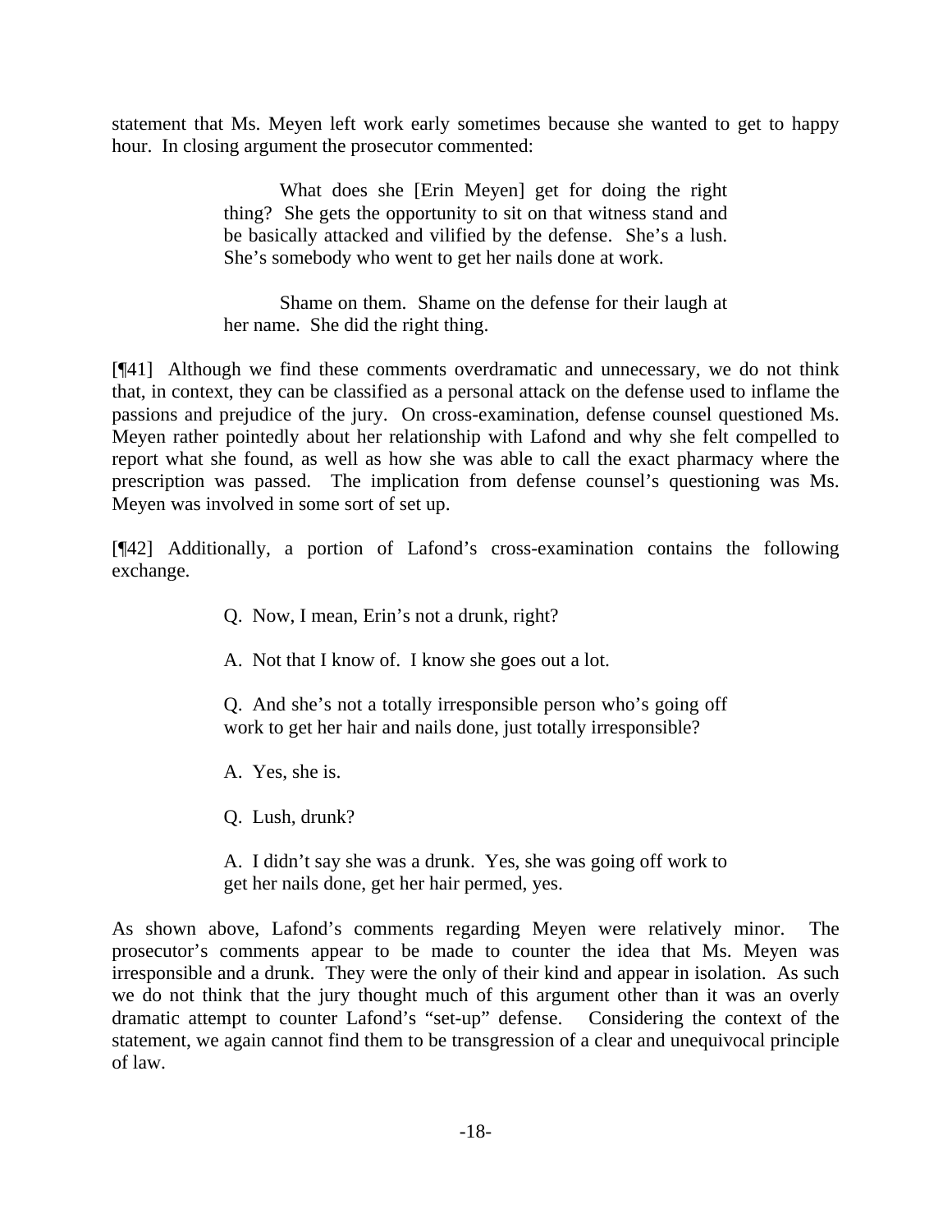statement that Ms. Meyen left work early sometimes because she wanted to get to happy hour. In closing argument the prosecutor commented:

> What does she [Erin Meyen] get for doing the right thing? She gets the opportunity to sit on that witness stand and be basically attacked and vilified by the defense. She's a lush. She's somebody who went to get her nails done at work.
>
> Shame on them. Shame on the defense for their laugh at her name. She did the right thing.

[¶41] Although we find these comments overdramatic and unnecessary, we do not think that, in context, they can be classified as a personal attack on the defense used to inflame the passions and prejudice of the jury. On cross-examination, defense counsel questioned Ms. Meyen rather pointedly about her relationship with Lafond and why she felt compelled to report what she found, as well as how she was able to call the exact pharmacy where the prescription was passed. The implication from defense counsel's questioning was Ms. Meyen was involved in some sort of set up.

[¶42] Additionally, a portion of Lafond's cross-examination contains the following exchange.

> Q. Now, I mean, Erin's not a drunk, right?
>
> A. Not that I know of. I know she goes out a lot.
>
> Q. And she's not a totally irresponsible person who's going off work to get her hair and nails done, just totally irresponsible?
>
> A. Yes, she is.
>
> Q. Lush, drunk?
>
> A. I didn't say she was a drunk. Yes, she was going off work to get her nails done, get her hair permed, yes.

As shown above, Lafond's comments regarding Meyen were relatively minor. The prosecutor's comments appear to be made to counter the idea that Ms. Meyen was irresponsible and a drunk. They were the only of their kind and appear in isolation. As such we do not think that the jury thought much of this argument other than it was an overly dramatic attempt to counter Lafond's "set-up" defense. Considering the context of the statement, we again cannot find them to be transgression of a clear and unequivocal principle of law.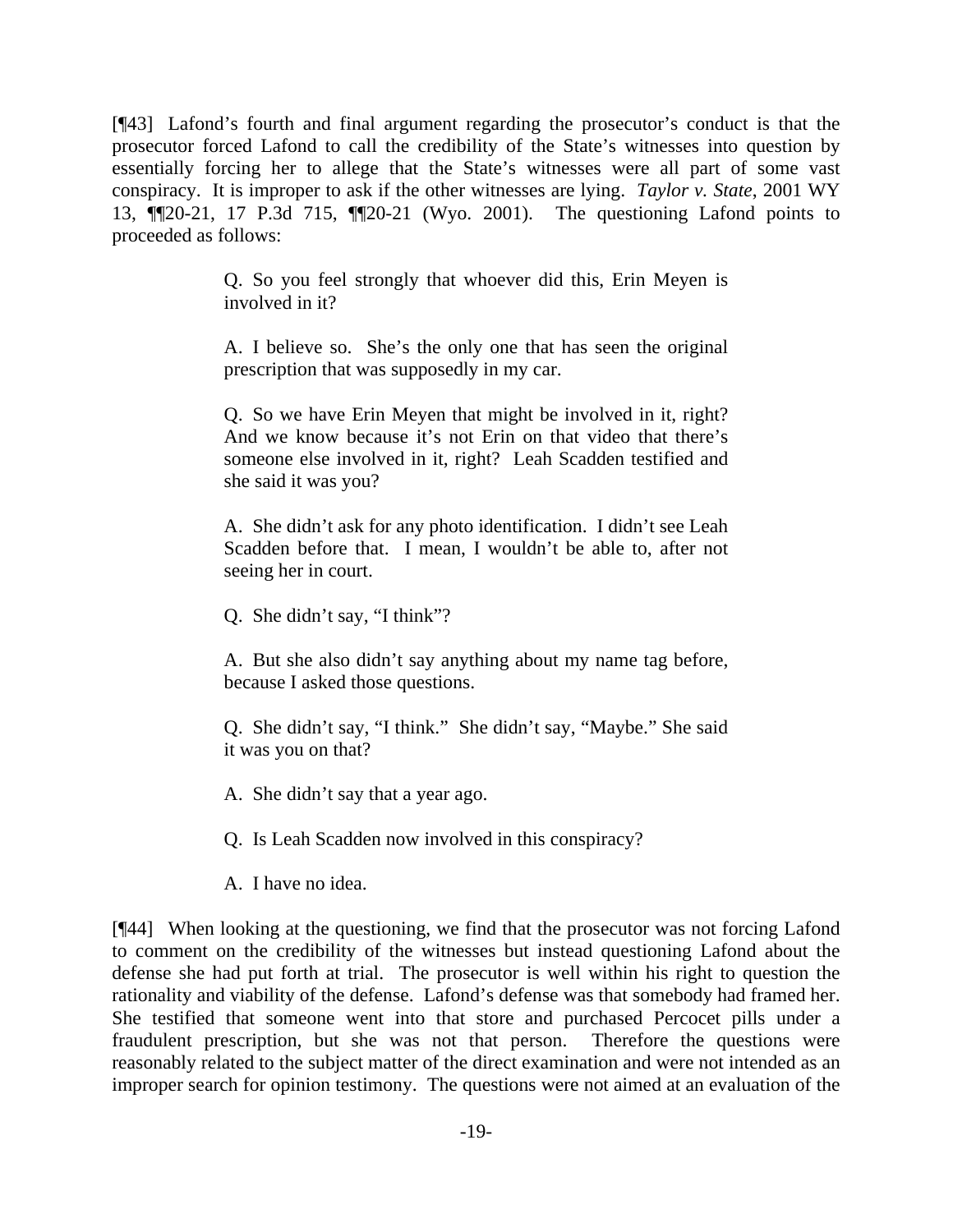[¶43] Lafond's fourth and final argument regarding the prosecutor's conduct is that the prosecutor forced Lafond to call the credibility of the State's witnesses into question by essentially forcing her to allege that the State's witnesses were all part of some vast conspiracy. It is improper to ask if the other witnesses are lying. *Taylor v. State*, 2001 WY 13, ¶¶20-21, 17 P.3d 715, ¶¶20-21 (Wyo. 2001). The questioning Lafond points to proceeded as follows:

> Q. So you feel strongly that whoever did this, Erin Meyen is involved in it?
>
> A. I believe so. She's the only one that has seen the original prescription that was supposedly in my car.
>
> Q. So we have Erin Meyen that might be involved in it, right? And we know because it's not Erin on that video that there's someone else involved in it, right? Leah Scadden testified and she said it was you?
>
> A. She didn't ask for any photo identification. I didn't see Leah Scadden before that. I mean, I wouldn't be able to, after not seeing her in court.
>
> Q. She didn't say, "I think"?
>
> A. But she also didn't say anything about my name tag before, because I asked those questions.
>
> Q. She didn't say, "I think." She didn't say, "Maybe." She said it was you on that?
>
> A. She didn't say that a year ago.
>
> Q. Is Leah Scadden now involved in this conspiracy?
>
> A. I have no idea.

[¶44] When looking at the questioning, we find that the prosecutor was not forcing Lafond to comment on the credibility of the witnesses but instead questioning Lafond about the defense she had put forth at trial. The prosecutor is well within his right to question the rationality and viability of the defense. Lafond's defense was that somebody had framed her. She testified that someone went into that store and purchased Percocet pills under a fraudulent prescription, but she was not that person. Therefore the questions were reasonably related to the subject matter of the direct examination and were not intended as an improper search for opinion testimony. The questions were not aimed at an evaluation of the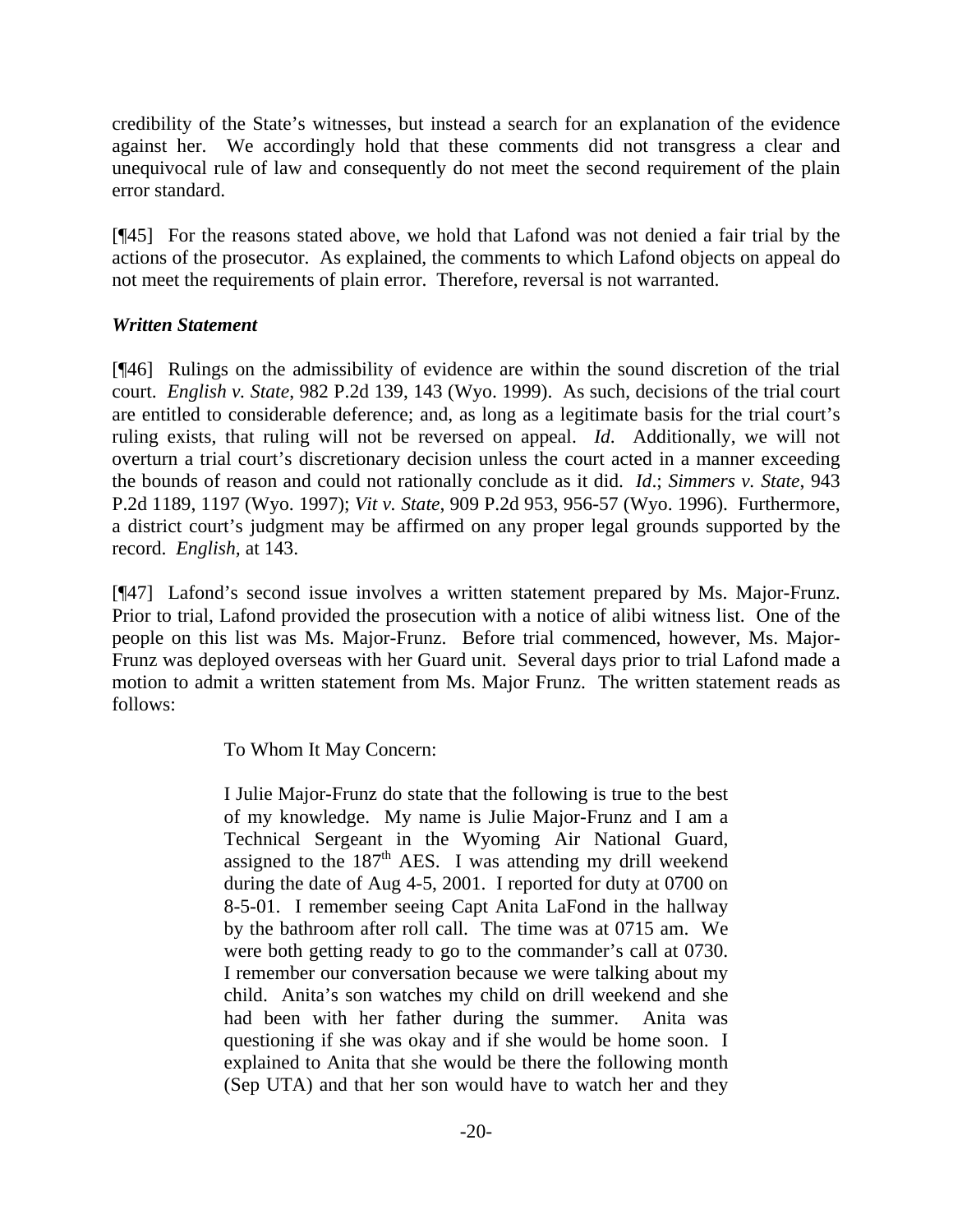credibility of the State's witnesses, but instead a search for an explanation of the evidence against her. We accordingly hold that these comments did not transgress a clear and unequivocal rule of law and consequently do not meet the second requirement of the plain error standard.

[¶45] For the reasons stated above, we hold that Lafond was not denied a fair trial by the actions of the prosecutor. As explained, the comments to which Lafond objects on appeal do not meet the requirements of plain error. Therefore, reversal is not warranted.

***Written Statement***

[¶46] Rulings on the admissibility of evidence are within the sound discretion of the trial court. *English v. State*, 982 P.2d 139, 143 (Wyo. 1999). As such, decisions of the trial court are entitled to considerable deference; and, as long as a legitimate basis for the trial court's ruling exists, that ruling will not be reversed on appeal. *Id*. Additionally, we will not overturn a trial court's discretionary decision unless the court acted in a manner exceeding the bounds of reason and could not rationally conclude as it did. *Id*.; *Simmers v. State*, 943 P.2d 1189, 1197 (Wyo. 1997); *Vit v. State*, 909 P.2d 953, 956-57 (Wyo. 1996). Furthermore, a district court's judgment may be affirmed on any proper legal grounds supported by the record. *English,* at 143.

[¶47] Lafond's second issue involves a written statement prepared by Ms. Major-Frunz. Prior to trial, Lafond provided the prosecution with a notice of alibi witness list. One of the people on this list was Ms. Major-Frunz. Before trial commenced, however, Ms. Major-Frunz was deployed overseas with her Guard unit. Several days prior to trial Lafond made a motion to admit a written statement from Ms. Major Frunz. The written statement reads as follows:

> To Whom It May Concern:
>
> I Julie Major-Frunz do state that the following is true to the best of my knowledge. My name is Julie Major-Frunz and I am a Technical Sergeant in the Wyoming Air National Guard, assigned to the 187th AES. I was attending my drill weekend during the date of Aug 4-5, 2001. I reported for duty at 0700 on 8-5-01. I remember seeing Capt Anita LaFond in the hallway by the bathroom after roll call. The time was at 0715 am. We were both getting ready to go to the commander's call at 0730. I remember our conversation because we were talking about my child. Anita's son watches my child on drill weekend and she had been with her father during the summer. Anita was questioning if she was okay and if she would be home soon. I explained to Anita that she would be there the following month (Sep UTA) and that her son would have to watch her and they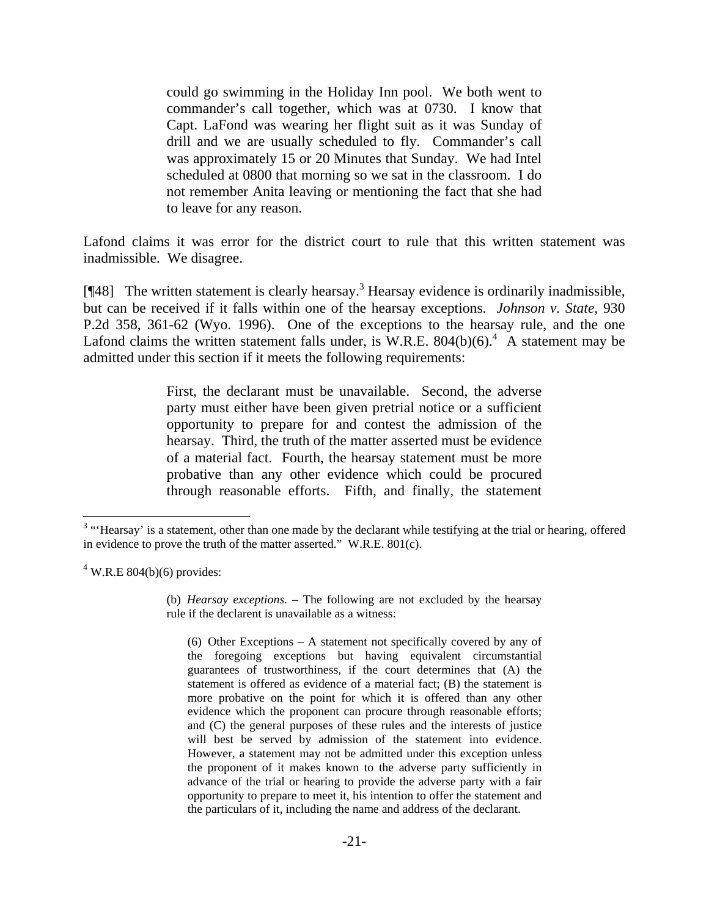> could go swimming in the Holiday Inn pool. We both went to commander's call together, which was at 0730. I know that Capt. LaFond was wearing her flight suit as it was Sunday of drill and we are usually scheduled to fly. Commander's call was approximately 15 or 20 Minutes that Sunday. We had Intel scheduled at 0800 that morning so we sat in the classroom. I do not remember Anita leaving or mentioning the fact that she had to leave for any reason.

Lafond claims it was error for the district court to rule that this written statement was inadmissible. We disagree.

[¶48] The written statement is clearly hearsay.[3] Hearsay evidence is ordinarily inadmissible, but can be received if it falls within one of the hearsay exceptions. *Johnson v. State*, 930 P.2d 358, 361-62 (Wyo. 1996). One of the exceptions to the hearsay rule, and the one Lafond claims the written statement falls under, is W.R.E. 804(b)(6).[4] A statement may be admitted under this section if it meets the following requirements:

> First, the declarant must be unavailable. Second, the adverse party must either have been given pretrial notice or a sufficient opportunity to prepare for and contest the admission of the hearsay. Third, the truth of the matter asserted must be evidence of a material fact. Fourth, the hearsay statement must be more probative than any other evidence which could be procured through reasonable efforts. Fifth, and finally, the statement

---

[3] "'Hearsay' is a statement, other than one made by the declarant while testifying at the trial or hearing, offered in evidence to prove the truth of the matter asserted." W.R.E. 801(c).

[4] W.R.E 804(b)(6) provides:

> (b) *Hearsay exceptions*. – The following are not excluded by the hearsay rule if the declarent is unavailable as a witness:
>
> (6) Other Exceptions – A statement not specifically covered by any of the foregoing exceptions but having equivalent circumstantial guarantees of trustworthiness, if the court determines that (A) the statement is offered as evidence of a material fact; (B) the statement is more probative on the point for which it is offered than any other evidence which the proponent can procure through reasonable efforts; and (C) the general purposes of these rules and the interests of justice will best be served by admission of the statement into evidence. However, a statement may not be admitted under this exception unless the proponent of it makes known to the adverse party sufficiently in advance of the trial or hearing to provide the adverse party with a fair opportunity to prepare to meet it, his intention to offer the statement and the particulars of it, including the name and address of the declarant.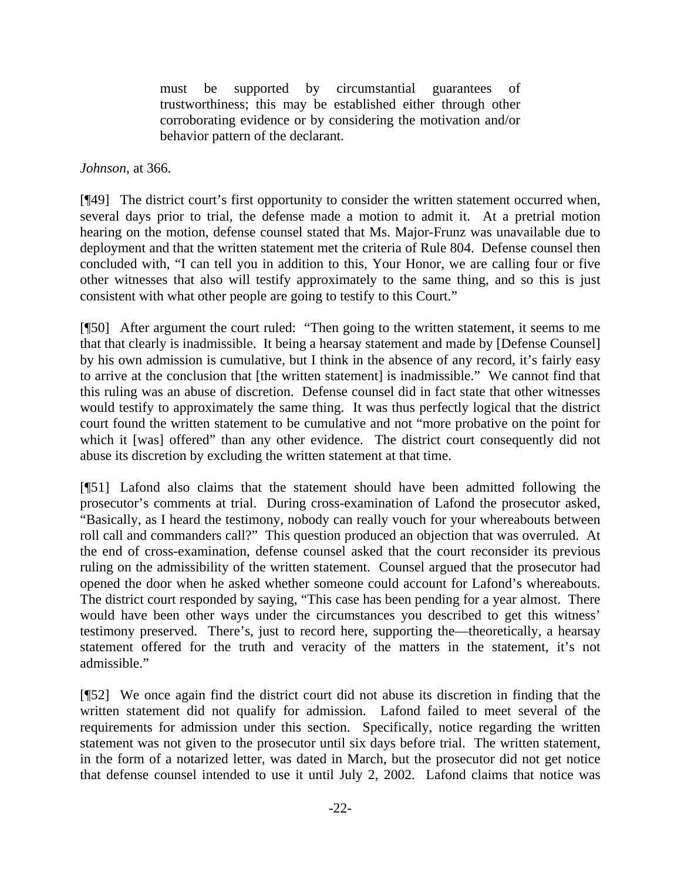> must be supported by circumstantial guarantees of trustworthiness; this may be established either through other corroborating evidence or by considering the motivation and/or behavior pattern of the declarant.

*Johnson*, at 366.

[¶49] The district court's first opportunity to consider the written statement occurred when, several days prior to trial, the defense made a motion to admit it. At a pretrial motion hearing on the motion, defense counsel stated that Ms. Major-Frunz was unavailable due to deployment and that the written statement met the criteria of Rule 804. Defense counsel then concluded with, "I can tell you in addition to this, Your Honor, we are calling four or five other witnesses that also will testify approximately to the same thing, and so this is just consistent with what other people are going to testify to this Court."

[¶50] After argument the court ruled: "Then going to the written statement, it seems to me that that clearly is inadmissible. It being a hearsay statement and made by [Defense Counsel] by his own admission is cumulative, but I think in the absence of any record, it's fairly easy to arrive at the conclusion that [the written statement] is inadmissible." We cannot find that this ruling was an abuse of discretion. Defense counsel did in fact state that other witnesses would testify to approximately the same thing. It was thus perfectly logical that the district court found the written statement to be cumulative and not "more probative on the point for which it [was] offered" than any other evidence. The district court consequently did not abuse its discretion by excluding the written statement at that time.

[¶51] Lafond also claims that the statement should have been admitted following the prosecutor's comments at trial. During cross-examination of Lafond the prosecutor asked, "Basically, as I heard the testimony, nobody can really vouch for your whereabouts between roll call and commanders call?" This question produced an objection that was overruled. At the end of cross-examination, defense counsel asked that the court reconsider its previous ruling on the admissibility of the written statement. Counsel argued that the prosecutor had opened the door when he asked whether someone could account for Lafond's whereabouts. The district court responded by saying, "This case has been pending for a year almost. There would have been other ways under the circumstances you described to get this witness' testimony preserved. There's, just to record here, supporting the—theoretically, a hearsay statement offered for the truth and veracity of the matters in the statement, it's not admissible."

[¶52] We once again find the district court did not abuse its discretion in finding that the written statement did not qualify for admission. Lafond failed to meet several of the requirements for admission under this section. Specifically, notice regarding the written statement was not given to the prosecutor until six days before trial. The written statement, in the form of a notarized letter, was dated in March, but the prosecutor did not get notice that defense counsel intended to use it until July 2, 2002. Lafond claims that notice was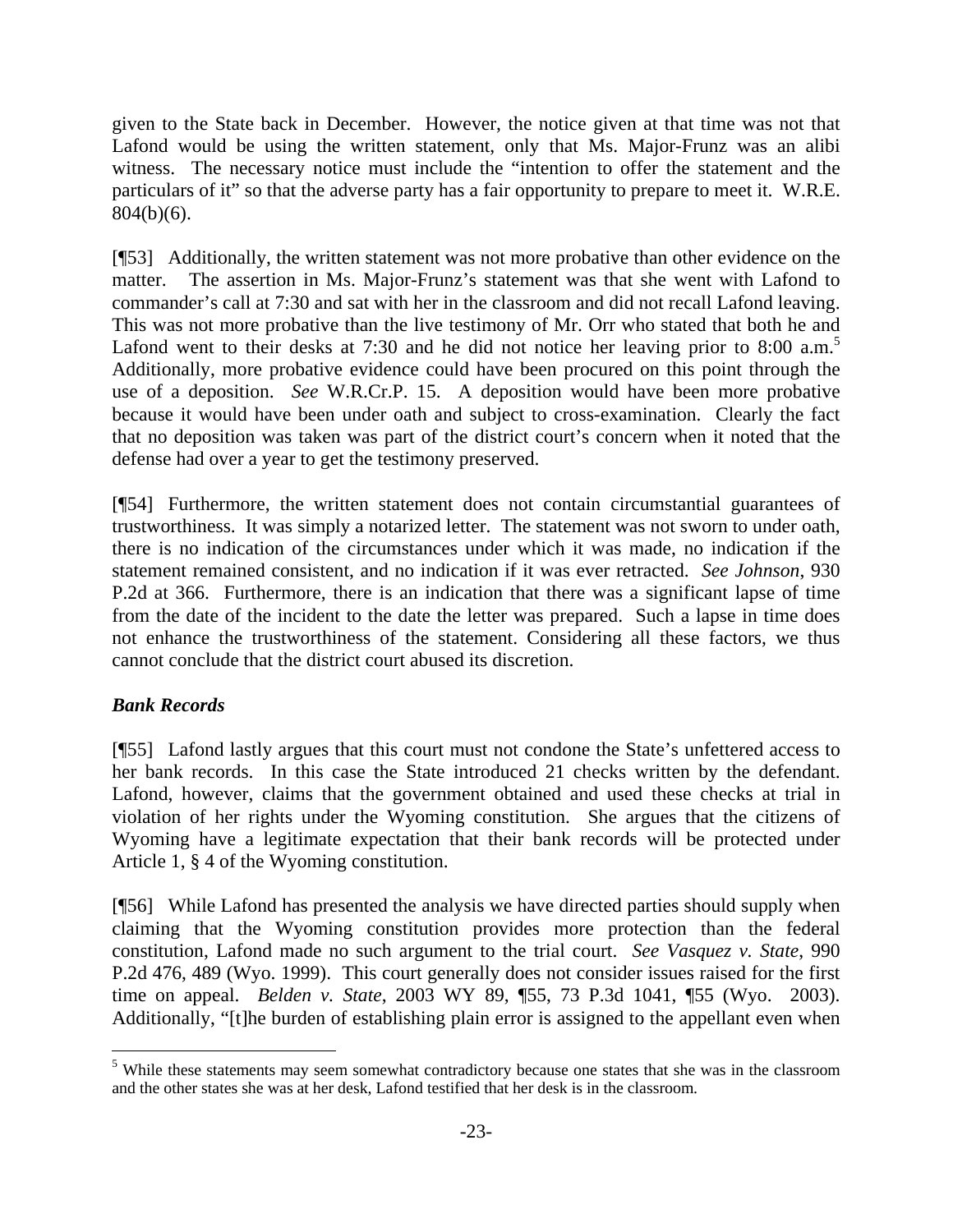given to the State back in December. However, the notice given at that time was not that Lafond would be using the written statement, only that Ms. Major-Frunz was an alibi witness. The necessary notice must include the "intention to offer the statement and the particulars of it" so that the adverse party has a fair opportunity to prepare to meet it. W.R.E. 804(b)(6).

[¶53] Additionally, the written statement was not more probative than other evidence on the matter. The assertion in Ms. Major-Frunz's statement was that she went with Lafond to commander's call at 7:30 and sat with her in the classroom and did not recall Lafond leaving. This was not more probative than the live testimony of Mr. Orr who stated that both he and Lafond went to their desks at 7:30 and he did not notice her leaving prior to 8:00 a.m.[5] Additionally, more probative evidence could have been procured on this point through the use of a deposition. *See* W.R.Cr.P. 15. A deposition would have been more probative because it would have been under oath and subject to cross-examination. Clearly the fact that no deposition was taken was part of the district court's concern when it noted that the defense had over a year to get the testimony preserved.

[¶54] Furthermore, the written statement does not contain circumstantial guarantees of trustworthiness. It was simply a notarized letter. The statement was not sworn to under oath, there is no indication of the circumstances under which it was made, no indication if the statement remained consistent, and no indication if it was ever retracted. *See Johnson*, 930 P.2d at 366. Furthermore, there is an indication that there was a significant lapse of time from the date of the incident to the date the letter was prepared. Such a lapse in time does not enhance the trustworthiness of the statement. Considering all these factors, we thus cannot conclude that the district court abused its discretion.

***Bank Records***

[¶55] Lafond lastly argues that this court must not condone the State's unfettered access to her bank records. In this case the State introduced 21 checks written by the defendant. Lafond, however, claims that the government obtained and used these checks at trial in violation of her rights under the Wyoming constitution. She argues that the citizens of Wyoming have a legitimate expectation that their bank records will be protected under Article 1, § 4 of the Wyoming constitution.

[¶56] While Lafond has presented the analysis we have directed parties should supply when claiming that the Wyoming constitution provides more protection than the federal constitution, Lafond made no such argument to the trial court. *See Vasquez v. State*, 990 P.2d 476, 489 (Wyo. 1999). This court generally does not consider issues raised for the first time on appeal. *Belden v. State*, 2003 WY 89, ¶55, 73 P.3d 1041, ¶55 (Wyo. 2003). Additionally, "[t]he burden of establishing plain error is assigned to the appellant even when

---

[5] While these statements may seem somewhat contradictory because one states that she was in the classroom and the other states she was at her desk, Lafond testified that her desk is in the classroom.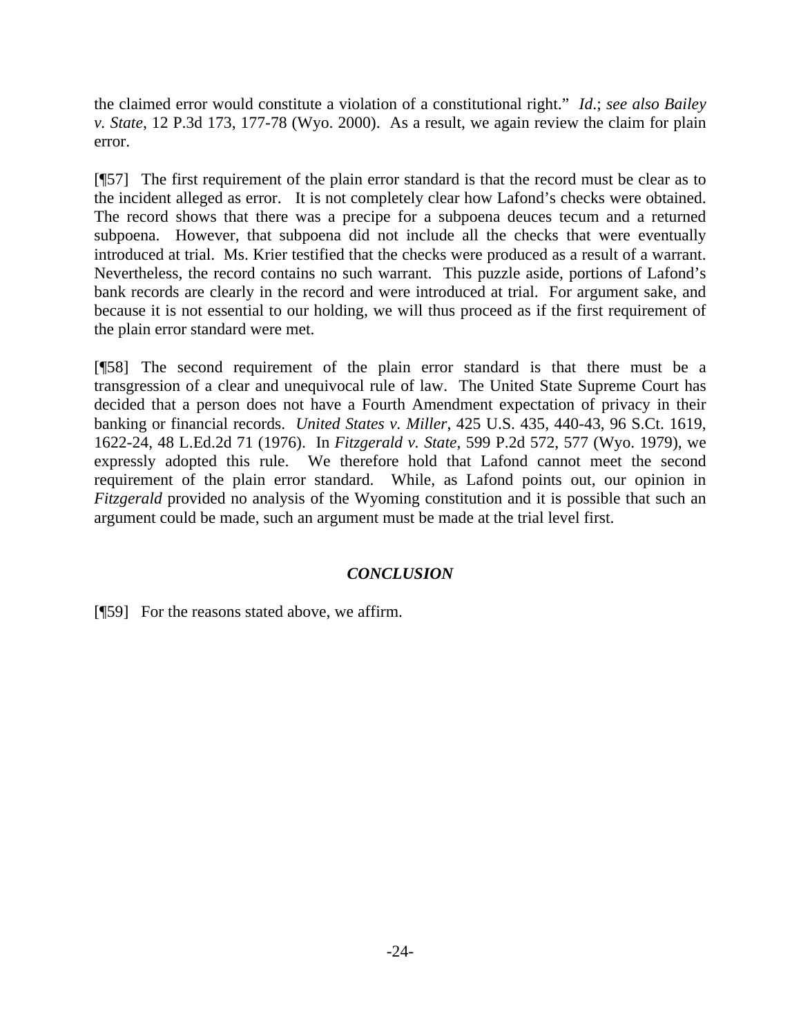the claimed error would constitute a violation of a constitutional right." *Id*.; *see also Bailey v. State*, 12 P.3d 173, 177-78 (Wyo. 2000). As a result, we again review the claim for plain error.

[¶57] The first requirement of the plain error standard is that the record must be clear as to the incident alleged as error. It is not completely clear how Lafond's checks were obtained. The record shows that there was a precipe for a subpoena deuces tecum and a returned subpoena. However, that subpoena did not include all the checks that were eventually introduced at trial. Ms. Krier testified that the checks were produced as a result of a warrant. Nevertheless, the record contains no such warrant. This puzzle aside, portions of Lafond's bank records are clearly in the record and were introduced at trial. For argument sake, and because it is not essential to our holding, we will thus proceed as if the first requirement of the plain error standard were met.

[¶58] The second requirement of the plain error standard is that there must be a transgression of a clear and unequivocal rule of law. The United State Supreme Court has decided that a person does not have a Fourth Amendment expectation of privacy in their banking or financial records. *United States v. Miller*, 425 U.S. 435, 440-43, 96 S.Ct. 1619, 1622-24, 48 L.Ed.2d 71 (1976). In *Fitzgerald v. State*, 599 P.2d 572, 577 (Wyo. 1979), we expressly adopted this rule. We therefore hold that Lafond cannot meet the second requirement of the plain error standard. While, as Lafond points out, our opinion in *Fitzgerald* provided no analysis of the Wyoming constitution and it is possible that such an argument could be made, such an argument must be made at the trial level first.

## ***CONCLUSION***

[¶59] For the reasons stated above, we affirm.